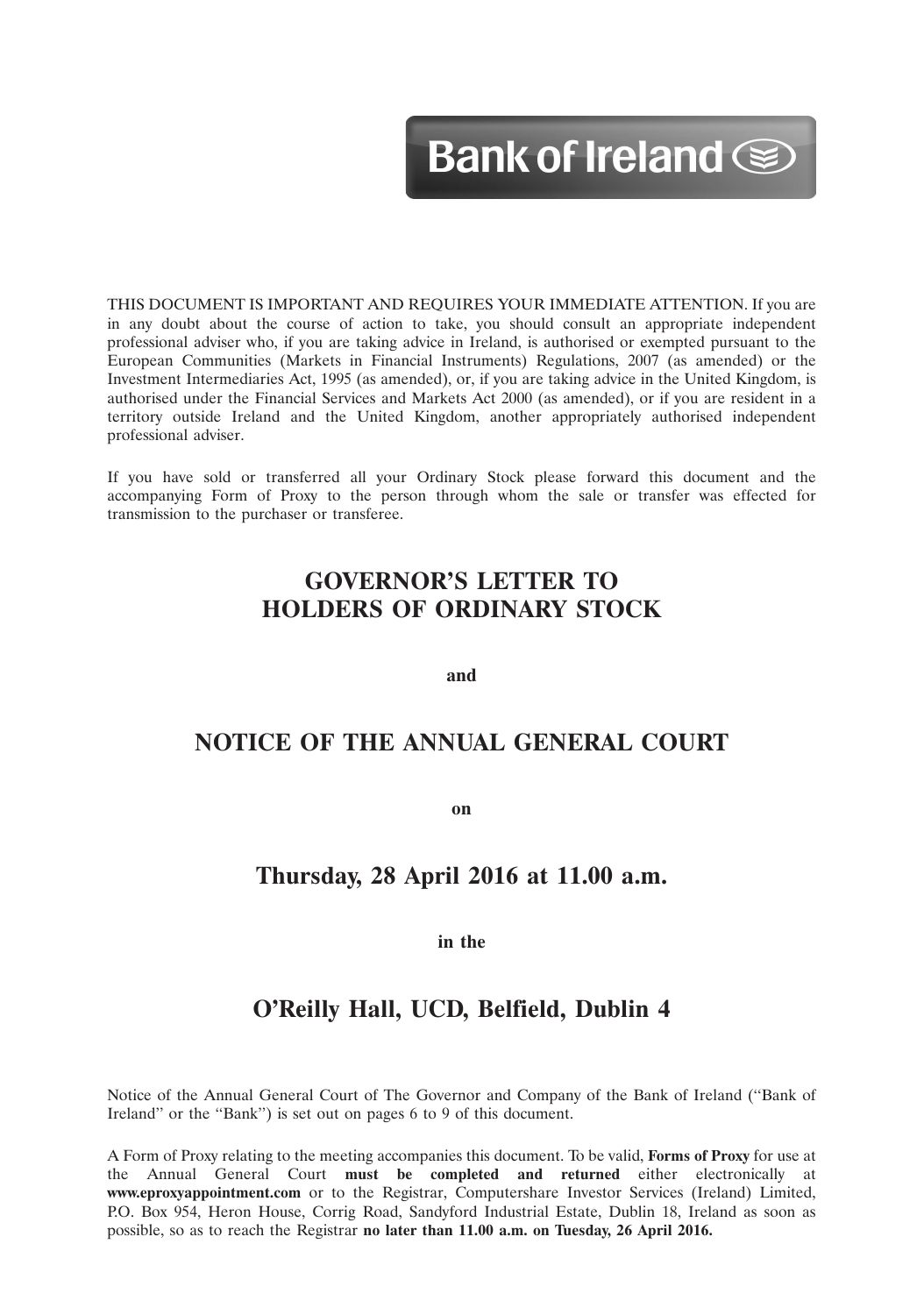Bank of Ireland

THIS DOCUMENT IS IMPORTANT AND REQUIRES YOUR IMMEDIATE ATTENTION. If you are in any doubt about the course of action to take, you should consult an appropriate independent professional adviser who, if you are taking advice in Ireland, is authorised or exempted pursuant to the European Communities (Markets in Financial Instruments) Regulations, 2007 (as amended) or the Investment Intermediaries Act, 1995 (as amended), or, if you are taking advice in the United Kingdom, is authorised under the Financial Services and Markets Act 2000 (as amended), or if you are resident in a territory outside Ireland and the United Kingdom, another appropriately authorised independent professional adviser.

If you have sold or transferred all your Ordinary Stock please forward this document and the accompanying Form of Proxy to the person through whom the sale or transfer was effected for transmission to the purchaser or transferee.

# GOVERNOR'S LETTER TO HOLDERS OF ORDINARY STOCK

**and**

# NOTICE OF THE ANNUAL GENERAL COURT

**on**

## Thursday, 28 April 2016 at 11.00 a.m.

**in the**

## O'Reilly Hall, UCD, Belfield, Dublin 4

Notice of the Annual General Court of The Governor and Company of the Bank of Ireland ("Bank of Ireland" or the "Bank") is set out on pages 6 to 9 of this document.

A Form of Proxy relating to the meeting accompanies this document. To be valid, **Forms of Proxy** for use at the Annual General Court **must be completed and returned** either electronically at **www.eproxyappointment.com** or to the Registrar, Computershare Investor Services (Ireland) Limited, P.O. Box 954, Heron House, Corrig Road, Sandyford Industrial Estate, Dublin 18, Ireland as soon as possible, so as to reach the Registrar **no later than 11.00 a.m. on Tuesday, 26 April 2016.**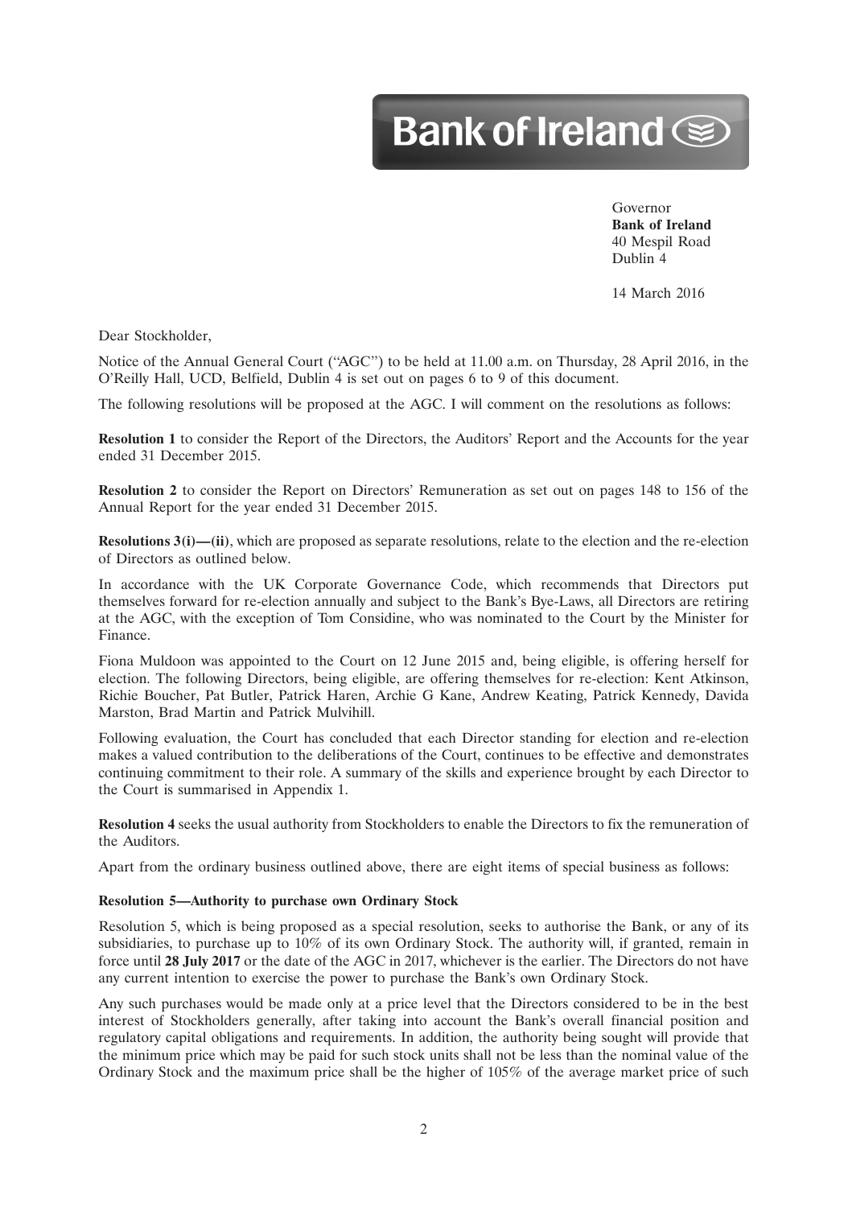Governor
**Bank of Ireland**
40 Mespil Road
Dublin 4

14 March 2016

Dear Stockholder,

Notice of the Annual General Court ("AGC") to be held at 11.00 a.m. on Thursday, 28 April 2016, in the O'Reilly Hall, UCD, Belfield, Dublin 4 is set out on pages 6 to 9 of this document.

The following resolutions will be proposed at the AGC. I will comment on the resolutions as follows:

**Resolution 1** to consider the Report of the Directors, the Auditors' Report and the Accounts for the year ended 31 December 2015.

**Resolution 2** to consider the Report on Directors' Remuneration as set out on pages 148 to 156 of the Annual Report for the year ended 31 December 2015.

**Resolutions 3(i)—(ii)**, which are proposed as separate resolutions, relate to the election and the re-election of Directors as outlined below.

In accordance with the UK Corporate Governance Code, which recommends that Directors put themselves forward for re-election annually and subject to the Bank's Bye-Laws, all Directors are retiring at the AGC, with the exception of Tom Considine, who was nominated to the Court by the Minister for Finance.

Fiona Muldoon was appointed to the Court on 12 June 2015 and, being eligible, is offering herself for election. The following Directors, being eligible, are offering themselves for re-election: Kent Atkinson, Richie Boucher, Pat Butler, Patrick Haren, Archie G Kane, Andrew Keating, Patrick Kennedy, Davida Marston, Brad Martin and Patrick Mulvihill.

Following evaluation, the Court has concluded that each Director standing for election and re-election makes a valued contribution to the deliberations of the Court, continues to be effective and demonstrates continuing commitment to their role. A summary of the skills and experience brought by each Director to the Court is summarised in Appendix 1.

**Resolution 4** seeks the usual authority from Stockholders to enable the Directors to fix the remuneration of the Auditors.

Apart from the ordinary business outlined above, there are eight items of special business as follows:

**Resolution 5—Authority to purchase own Ordinary Stock**

Resolution 5, which is being proposed as a special resolution, seeks to authorise the Bank, or any of its subsidiaries, to purchase up to 10% of its own Ordinary Stock. The authority will, if granted, remain in force until **28 July 2017** or the date of the AGC in 2017, whichever is the earlier. The Directors do not have any current intention to exercise the power to purchase the Bank's own Ordinary Stock.

Any such purchases would be made only at a price level that the Directors considered to be in the best interest of Stockholders generally, after taking into account the Bank's overall financial position and regulatory capital obligations and requirements. In addition, the authority being sought will provide that the minimum price which may be paid for such stock units shall not be less than the nominal value of the Ordinary Stock and the maximum price shall be the higher of 105% of the average market price of such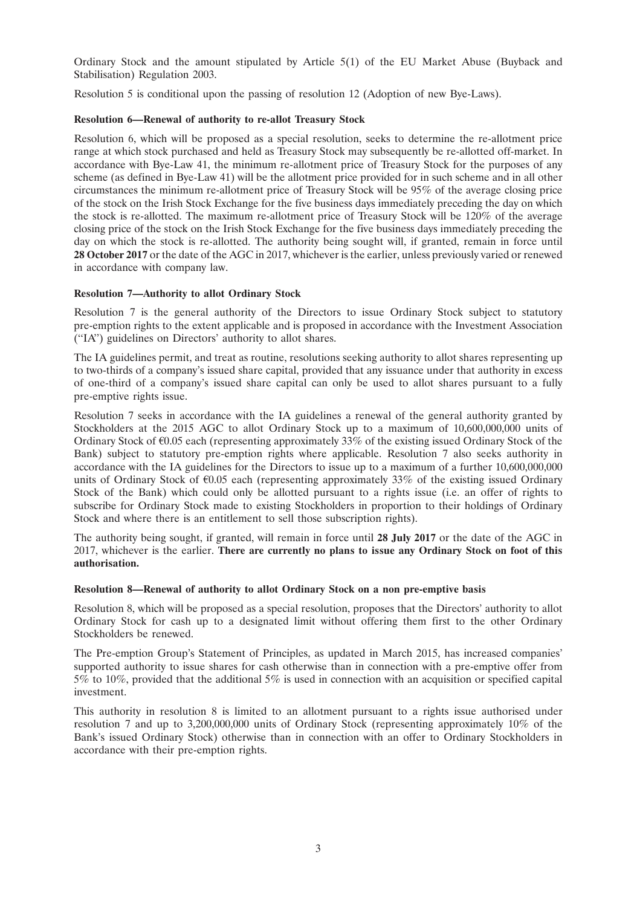Ordinary Stock and the amount stipulated by Article 5(1) of the EU Market Abuse (Buyback and Stabilisation) Regulation 2003.

Resolution 5 is conditional upon the passing of resolution 12 (Adoption of new Bye-Laws).

**Resolution 6—Renewal of authority to re-allot Treasury Stock**

Resolution 6, which will be proposed as a special resolution, seeks to determine the re-allotment price range at which stock purchased and held as Treasury Stock may subsequently be re-allotted off-market. In accordance with Bye-Law 41, the minimum re-allotment price of Treasury Stock for the purposes of any scheme (as defined in Bye-Law 41) will be the allotment price provided for in such scheme and in all other circumstances the minimum re-allotment price of Treasury Stock will be 95% of the average closing price of the stock on the Irish Stock Exchange for the five business days immediately preceding the day on which the stock is re-allotted. The maximum re-allotment price of Treasury Stock will be 120% of the average closing price of the stock on the Irish Stock Exchange for the five business days immediately preceding the day on which the stock is re-allotted. The authority being sought will, if granted, remain in force until **28 October 2017** or the date of the AGC in 2017, whichever is the earlier, unless previously varied or renewed in accordance with company law.

**Resolution 7—Authority to allot Ordinary Stock**

Resolution 7 is the general authority of the Directors to issue Ordinary Stock subject to statutory pre-emption rights to the extent applicable and is proposed in accordance with the Investment Association ("IA") guidelines on Directors' authority to allot shares.

The IA guidelines permit, and treat as routine, resolutions seeking authority to allot shares representing up to two-thirds of a company's issued share capital, provided that any issuance under that authority in excess of one-third of a company's issued share capital can only be used to allot shares pursuant to a fully pre-emptive rights issue.

Resolution 7 seeks in accordance with the IA guidelines a renewal of the general authority granted by Stockholders at the 2015 AGC to allot Ordinary Stock up to a maximum of 10,600,000,000 units of Ordinary Stock of €0.05 each (representing approximately 33% of the existing issued Ordinary Stock of the Bank) subject to statutory pre-emption rights where applicable. Resolution 7 also seeks authority in accordance with the IA guidelines for the Directors to issue up to a maximum of a further 10,600,000,000 units of Ordinary Stock of €0.05 each (representing approximately 33% of the existing issued Ordinary Stock of the Bank) which could only be allotted pursuant to a rights issue (i.e. an offer of rights to subscribe for Ordinary Stock made to existing Stockholders in proportion to their holdings of Ordinary Stock and where there is an entitlement to sell those subscription rights).

The authority being sought, if granted, will remain in force until **28 July 2017** or the date of the AGC in 2017, whichever is the earlier. **There are currently no plans to issue any Ordinary Stock on foot of this authorisation.**

**Resolution 8—Renewal of authority to allot Ordinary Stock on a non pre-emptive basis**

Resolution 8, which will be proposed as a special resolution, proposes that the Directors' authority to allot Ordinary Stock for cash up to a designated limit without offering them first to the other Ordinary Stockholders be renewed.

The Pre-emption Group's Statement of Principles, as updated in March 2015, has increased companies' supported authority to issue shares for cash otherwise than in connection with a pre-emptive offer from 5% to 10%, provided that the additional 5% is used in connection with an acquisition or specified capital investment.

This authority in resolution 8 is limited to an allotment pursuant to a rights issue authorised under resolution 7 and up to 3,200,000,000 units of Ordinary Stock (representing approximately 10% of the Bank's issued Ordinary Stock) otherwise than in connection with an offer to Ordinary Stockholders in accordance with their pre-emption rights.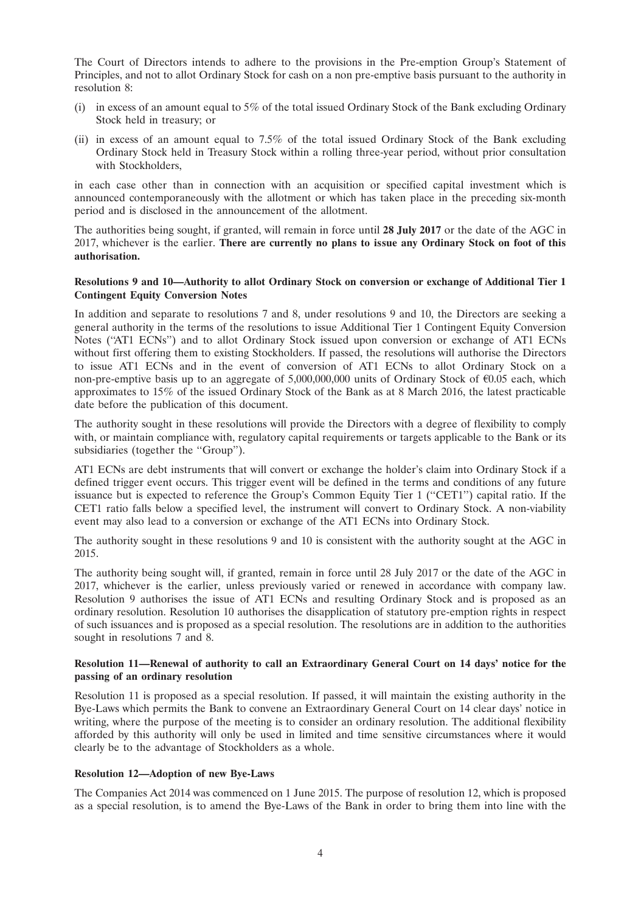The Court of Directors intends to adhere to the provisions in the Pre-emption Group's Statement of Principles, and not to allot Ordinary Stock for cash on a non pre-emptive basis pursuant to the authority in resolution 8:

(i) in excess of an amount equal to 5% of the total issued Ordinary Stock of the Bank excluding Ordinary Stock held in treasury; or

(ii) in excess of an amount equal to 7.5% of the total issued Ordinary Stock of the Bank excluding Ordinary Stock held in Treasury Stock within a rolling three-year period, without prior consultation with Stockholders,

in each case other than in connection with an acquisition or specified capital investment which is announced contemporaneously with the allotment or which has taken place in the preceding six-month period and is disclosed in the announcement of the allotment.

The authorities being sought, if granted, will remain in force until **28 July 2017** or the date of the AGC in 2017, whichever is the earlier. **There are currently no plans to issue any Ordinary Stock on foot of this authorisation.**

**Resolutions 9 and 10—Authority to allot Ordinary Stock on conversion or exchange of Additional Tier 1 Contingent Equity Conversion Notes**

In addition and separate to resolutions 7 and 8, under resolutions 9 and 10, the Directors are seeking a general authority in the terms of the resolutions to issue Additional Tier 1 Contingent Equity Conversion Notes ("AT1 ECNs") and to allot Ordinary Stock issued upon conversion or exchange of AT1 ECNs without first offering them to existing Stockholders. If passed, the resolutions will authorise the Directors to issue AT1 ECNs and in the event of conversion of AT1 ECNs to allot Ordinary Stock on a non-pre-emptive basis up to an aggregate of 5,000,000,000 units of Ordinary Stock of €0.05 each, which approximates to 15% of the issued Ordinary Stock of the Bank as at 8 March 2016, the latest practicable date before the publication of this document.

The authority sought in these resolutions will provide the Directors with a degree of flexibility to comply with, or maintain compliance with, regulatory capital requirements or targets applicable to the Bank or its subsidiaries (together the "Group").

AT1 ECNs are debt instruments that will convert or exchange the holder's claim into Ordinary Stock if a defined trigger event occurs. This trigger event will be defined in the terms and conditions of any future issuance but is expected to reference the Group's Common Equity Tier 1 ("CET1") capital ratio. If the CET1 ratio falls below a specified level, the instrument will convert to Ordinary Stock. A non-viability event may also lead to a conversion or exchange of the AT1 ECNs into Ordinary Stock.

The authority sought in these resolutions 9 and 10 is consistent with the authority sought at the AGC in 2015.

The authority being sought will, if granted, remain in force until 28 July 2017 or the date of the AGC in 2017, whichever is the earlier, unless previously varied or renewed in accordance with company law. Resolution 9 authorises the issue of AT1 ECNs and resulting Ordinary Stock and is proposed as an ordinary resolution. Resolution 10 authorises the disapplication of statutory pre-emption rights in respect of such issuances and is proposed as a special resolution. The resolutions are in addition to the authorities sought in resolutions 7 and 8.

**Resolution 11—Renewal of authority to call an Extraordinary General Court on 14 days' notice for the passing of an ordinary resolution**

Resolution 11 is proposed as a special resolution. If passed, it will maintain the existing authority in the Bye-Laws which permits the Bank to convene an Extraordinary General Court on 14 clear days' notice in writing, where the purpose of the meeting is to consider an ordinary resolution. The additional flexibility afforded by this authority will only be used in limited and time sensitive circumstances where it would clearly be to the advantage of Stockholders as a whole.

**Resolution 12—Adoption of new Bye-Laws**

The Companies Act 2014 was commenced on 1 June 2015. The purpose of resolution 12, which is proposed as a special resolution, is to amend the Bye-Laws of the Bank in order to bring them into line with the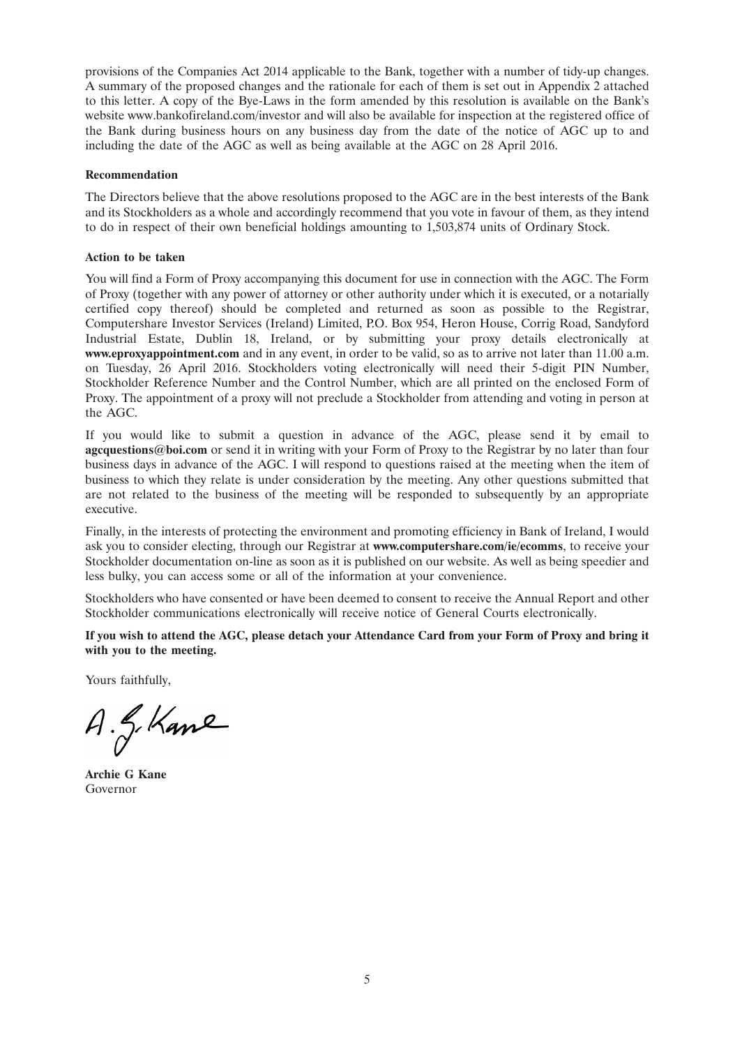provisions of the Companies Act 2014 applicable to the Bank, together with a number of tidy-up changes. A summary of the proposed changes and the rationale for each of them is set out in Appendix 2 attached to this letter. A copy of the Bye-Laws in the form amended by this resolution is available on the Bank's website www.bankofireland.com/investor and will also be available for inspection at the registered office of the Bank during business hours on any business day from the date of the notice of AGC up to and including the date of the AGC as well as being available at the AGC on 28 April 2016.

**Recommendation**

The Directors believe that the above resolutions proposed to the AGC are in the best interests of the Bank and its Stockholders as a whole and accordingly recommend that you vote in favour of them, as they intend to do in respect of their own beneficial holdings amounting to 1,503,874 units of Ordinary Stock.

**Action to be taken**

You will find a Form of Proxy accompanying this document for use in connection with the AGC. The Form of Proxy (together with any power of attorney or other authority under which it is executed, or a notarially certified copy thereof) should be completed and returned as soon as possible to the Registrar, Computershare Investor Services (Ireland) Limited, P.O. Box 954, Heron House, Corrig Road, Sandyford Industrial Estate, Dublin 18, Ireland, or by submitting your proxy details electronically at **www.eproxyappointment.com** and in any event, in order to be valid, so as to arrive not later than 11.00 a.m. on Tuesday, 26 April 2016. Stockholders voting electronically will need their 5-digit PIN Number, Stockholder Reference Number and the Control Number, which are all printed on the enclosed Form of Proxy. The appointment of a proxy will not preclude a Stockholder from attending and voting in person at the AGC.

If you would like to submit a question in advance of the AGC, please send it by email to **agcquestions@boi.com** or send it in writing with your Form of Proxy to the Registrar by no later than four business days in advance of the AGC. I will respond to questions raised at the meeting when the item of business to which they relate is under consideration by the meeting. Any other questions submitted that are not related to the business of the meeting will be responded to subsequently by an appropriate executive.

Finally, in the interests of protecting the environment and promoting efficiency in Bank of Ireland, I would ask you to consider electing, through our Registrar at **www.computershare.com/ie/ecomms**, to receive your Stockholder documentation on-line as soon as it is published on our website. As well as being speedier and less bulky, you can access some or all of the information at your convenience.

Stockholders who have consented or have been deemed to consent to receive the Annual Report and other Stockholder communications electronically will receive notice of General Courts electronically.

**If you wish to attend the AGC, please detach your Attendance Card from your Form of Proxy and bring it with you to the meeting.**

Yours faithfully,

A. G. Kane

**Archie G Kane**
Governor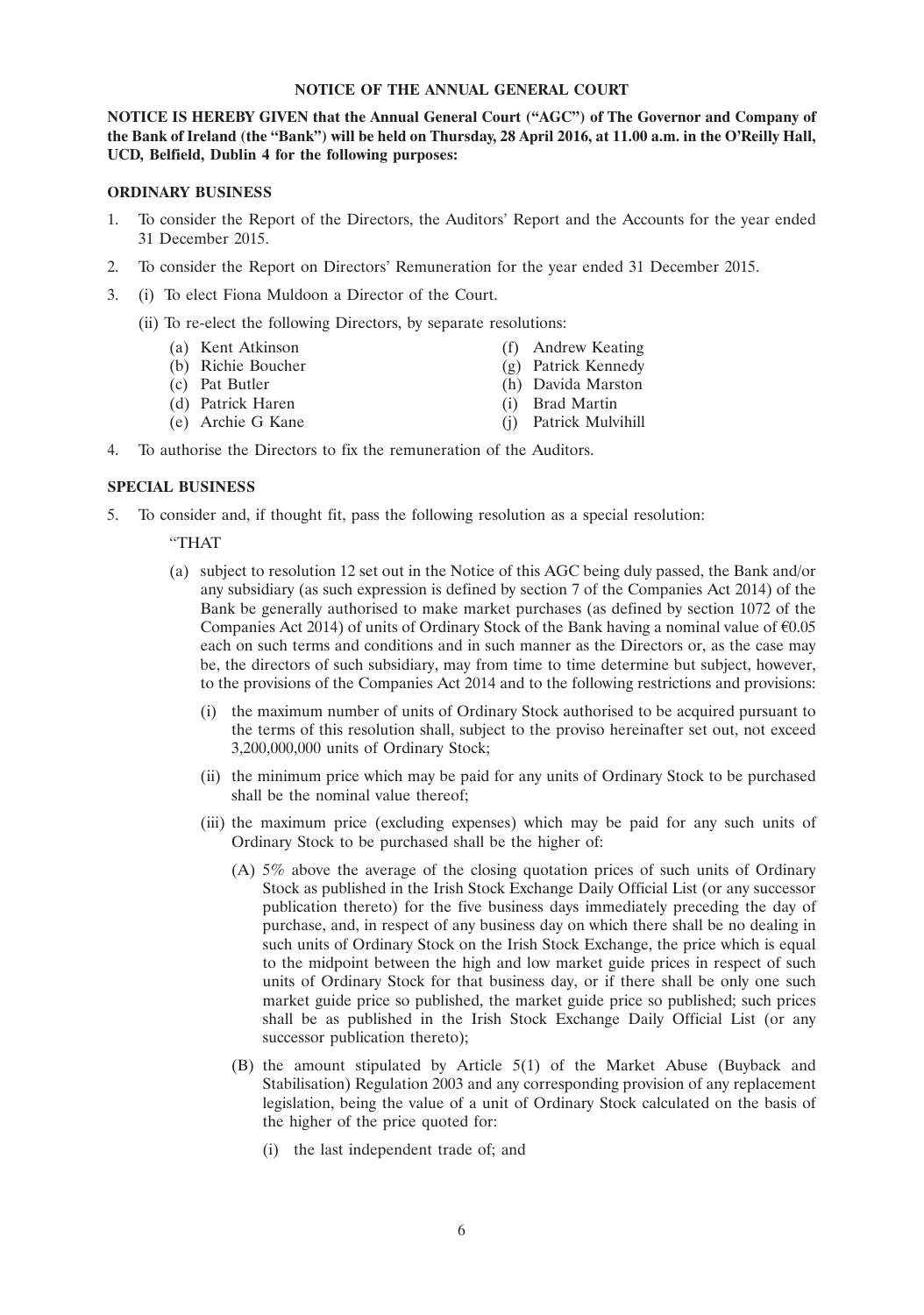# NOTICE OF THE ANNUAL GENERAL COURT

**NOTICE IS HEREBY GIVEN that the Annual General Court ("AGC") of The Governor and Company of the Bank of Ireland (the "Bank") will be held on Thursday, 28 April 2016, at 11.00 a.m. in the O'Reilly Hall, UCD, Belfield, Dublin 4 for the following purposes:**

## ORDINARY BUSINESS

1. To consider the Report of the Directors, the Auditors' Report and the Accounts for the year ended 31 December 2015.
2. To consider the Report on Directors' Remuneration for the year ended 31 December 2015.
3. (i) To elect Fiona Muldoon a Director of the Court.

   (ii) To re-elect the following Directors, by separate resolutions:

   (a) Kent Atkinson
   (b) Richie Boucher
   (c) Pat Butler
   (d) Patrick Haren
   (e) Archie G Kane
   (f) Andrew Keating
   (g) Patrick Kennedy
   (h) Davida Marston
   (i) Brad Martin
   (j) Patrick Mulvihill
4. To authorise the Directors to fix the remuneration of the Auditors.

## SPECIAL BUSINESS

5. To consider and, if thought fit, pass the following resolution as a special resolution:

   "THAT

   (a) subject to resolution 12 set out in the Notice of this AGC being duly passed, the Bank and/or any subsidiary (as such expression is defined by section 7 of the Companies Act 2014) of the Bank be generally authorised to make market purchases (as defined by section 1072 of the Companies Act 2014) of units of Ordinary Stock of the Bank having a nominal value of €0.05 each on such terms and conditions and in such manner as the Directors or, as the case may be, the directors of such subsidiary, may from time to time determine but subject, however, to the provisions of the Companies Act 2014 and to the following restrictions and provisions:

   (i) the maximum number of units of Ordinary Stock authorised to be acquired pursuant to the terms of this resolution shall, subject to the proviso hereinafter set out, not exceed 3,200,000,000 units of Ordinary Stock;

   (ii) the minimum price which may be paid for any units of Ordinary Stock to be purchased shall be the nominal value thereof;

   (iii) the maximum price (excluding expenses) which may be paid for any such units of Ordinary Stock to be purchased shall be the higher of:

   (A) 5% above the average of the closing quotation prices of such units of Ordinary Stock as published in the Irish Stock Exchange Daily Official List (or any successor publication thereto) for the five business days immediately preceding the day of purchase, and, in respect of any business day on which there shall be no dealing in such units of Ordinary Stock on the Irish Stock Exchange, the price which is equal to the midpoint between the high and low market guide prices in respect of such units of Ordinary Stock for that business day, or if there shall be only one such market guide price so published, the market guide price so published; such prices shall be as published in the Irish Stock Exchange Daily Official List (or any successor publication thereto);

   (B) the amount stipulated by Article 5(1) of the Market Abuse (Buyback and Stabilisation) Regulation 2003 and any corresponding provision of any replacement legislation, being the value of a unit of Ordinary Stock calculated on the basis of the higher of the price quoted for:

   (i) the last independent trade of; and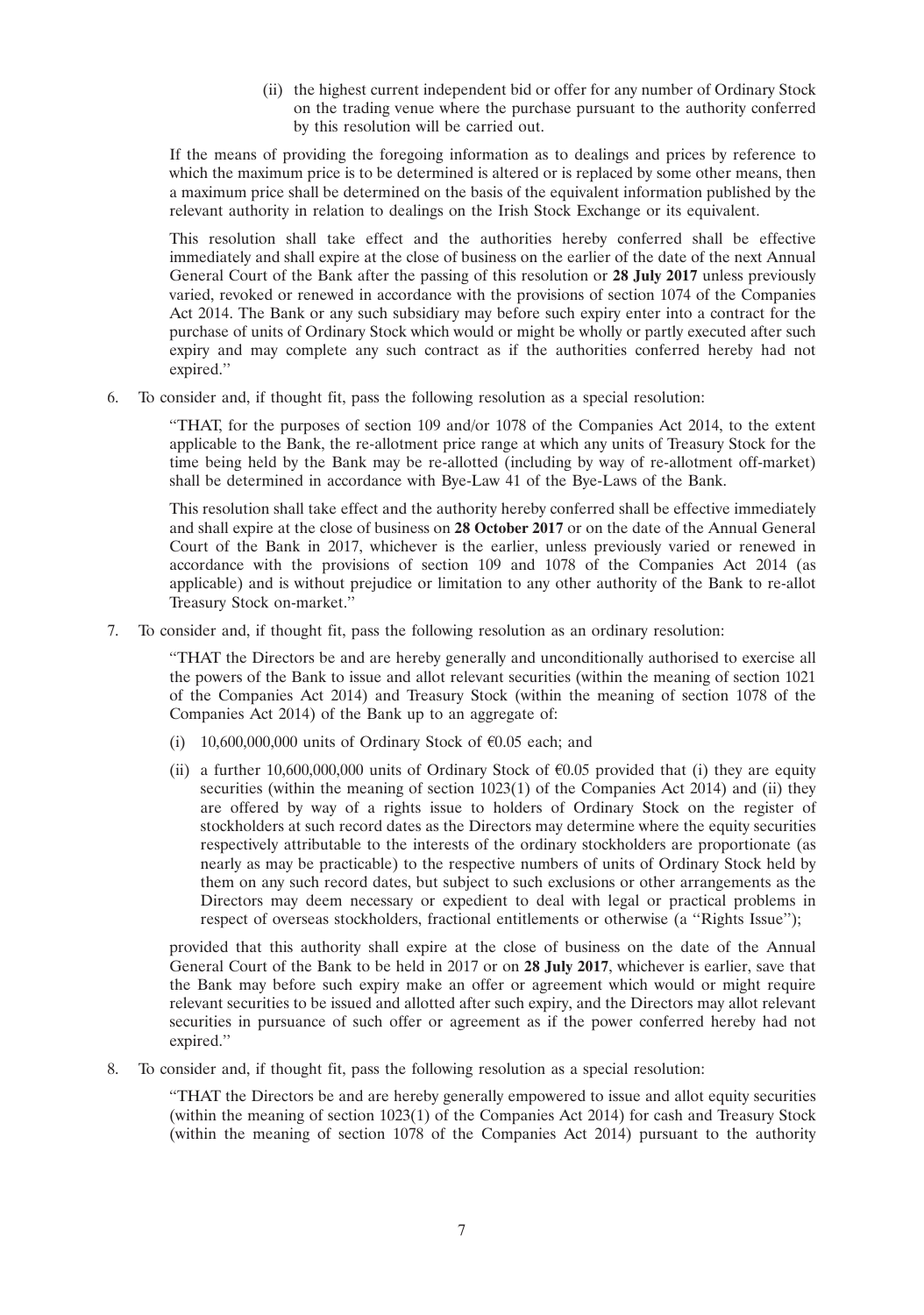(ii) the highest current independent bid or offer for any number of Ordinary Stock on the trading venue where the purchase pursuant to the authority conferred by this resolution will be carried out.

If the means of providing the foregoing information as to dealings and prices by reference to which the maximum price is to be determined is altered or is replaced by some other means, then a maximum price shall be determined on the basis of the equivalent information published by the relevant authority in relation to dealings on the Irish Stock Exchange or its equivalent.

This resolution shall take effect and the authorities hereby conferred shall be effective immediately and shall expire at the close of business on the earlier of the date of the next Annual General Court of the Bank after the passing of this resolution or **28 July 2017** unless previously varied, revoked or renewed in accordance with the provisions of section 1074 of the Companies Act 2014. The Bank or any such subsidiary may before such expiry enter into a contract for the purchase of units of Ordinary Stock which would or might be wholly or partly executed after such expiry and may complete any such contract as if the authorities conferred hereby had not expired."

6. To consider and, if thought fit, pass the following resolution as a special resolution:

"THAT, for the purposes of section 109 and/or 1078 of the Companies Act 2014, to the extent applicable to the Bank, the re-allotment price range at which any units of Treasury Stock for the time being held by the Bank may be re-allotted (including by way of re-allotment off-market) shall be determined in accordance with Bye-Law 41 of the Bye-Laws of the Bank.

This resolution shall take effect and the authority hereby conferred shall be effective immediately and shall expire at the close of business on **28 October 2017** or on the date of the Annual General Court of the Bank in 2017, whichever is the earlier, unless previously varied or renewed in accordance with the provisions of section 109 and 1078 of the Companies Act 2014 (as applicable) and is without prejudice or limitation to any other authority of the Bank to re-allot Treasury Stock on-market."

7. To consider and, if thought fit, pass the following resolution as an ordinary resolution:

"THAT the Directors be and are hereby generally and unconditionally authorised to exercise all the powers of the Bank to issue and allot relevant securities (within the meaning of section 1021 of the Companies Act 2014) and Treasury Stock (within the meaning of section 1078 of the Companies Act 2014) of the Bank up to an aggregate of:

(i) 10,600,000,000 units of Ordinary Stock of €0.05 each; and

(ii) a further 10,600,000,000 units of Ordinary Stock of €0.05 provided that (i) they are equity securities (within the meaning of section 1023(1) of the Companies Act 2014) and (ii) they are offered by way of a rights issue to holders of Ordinary Stock on the register of stockholders at such record dates as the Directors may determine where the equity securities respectively attributable to the interests of the ordinary stockholders are proportionate (as nearly as may be practicable) to the respective numbers of units of Ordinary Stock held by them on any such record dates, but subject to such exclusions or other arrangements as the Directors may deem necessary or expedient to deal with legal or practical problems in respect of overseas stockholders, fractional entitlements or otherwise (a "Rights Issue");

provided that this authority shall expire at the close of business on the date of the Annual General Court of the Bank to be held in 2017 or on **28 July 2017**, whichever is earlier, save that the Bank may before such expiry make an offer or agreement which would or might require relevant securities to be issued and allotted after such expiry, and the Directors may allot relevant securities in pursuance of such offer or agreement as if the power conferred hereby had not expired."

8. To consider and, if thought fit, pass the following resolution as a special resolution:

"THAT the Directors be and are hereby generally empowered to issue and allot equity securities (within the meaning of section 1023(1) of the Companies Act 2014) for cash and Treasury Stock (within the meaning of section 1078 of the Companies Act 2014) pursuant to the authority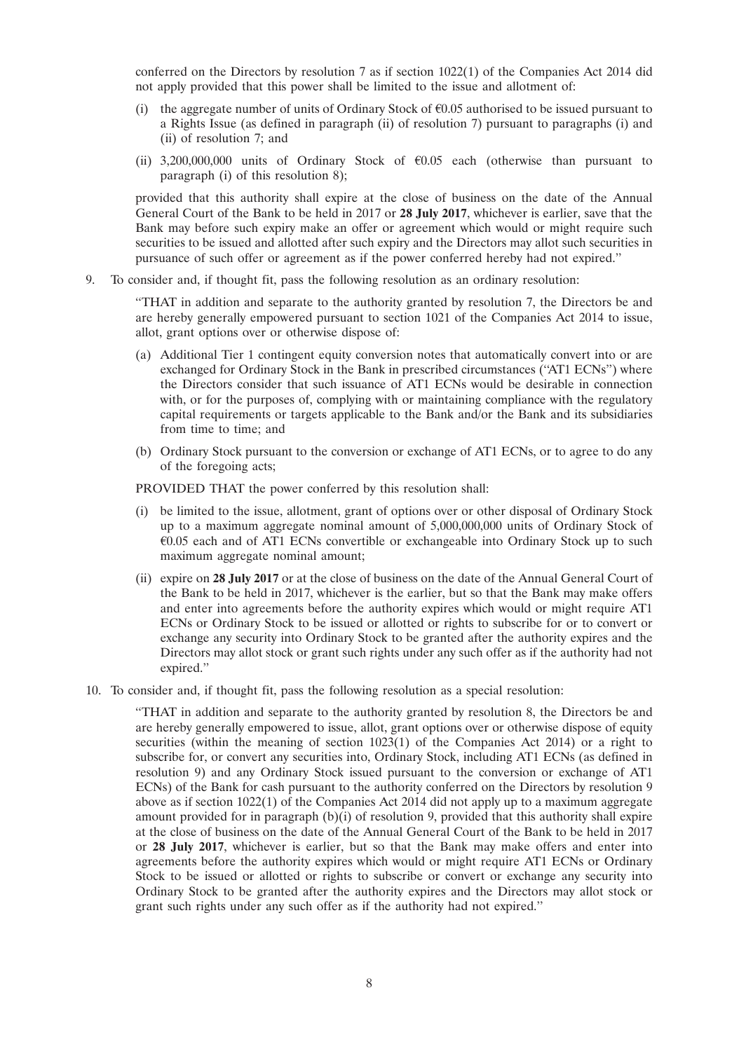conferred on the Directors by resolution 7 as if section 1022(1) of the Companies Act 2014 did not apply provided that this power shall be limited to the issue and allotment of:

(i) the aggregate number of units of Ordinary Stock of €0.05 authorised to be issued pursuant to a Rights Issue (as defined in paragraph (ii) of resolution 7) pursuant to paragraphs (i) and (ii) of resolution 7; and

(ii) 3,200,000,000 units of Ordinary Stock of €0.05 each (otherwise than pursuant to paragraph (i) of this resolution 8);

provided that this authority shall expire at the close of business on the date of the Annual General Court of the Bank to be held in 2017 or **28 July 2017**, whichever is earlier, save that the Bank may before such expiry make an offer or agreement which would or might require such securities to be issued and allotted after such expiry and the Directors may allot such securities in pursuance of such offer or agreement as if the power conferred hereby had not expired."

9. To consider and, if thought fit, pass the following resolution as an ordinary resolution:

"THAT in addition and separate to the authority granted by resolution 7, the Directors be and are hereby generally empowered pursuant to section 1021 of the Companies Act 2014 to issue, allot, grant options over or otherwise dispose of:

(a) Additional Tier 1 contingent equity conversion notes that automatically convert into or are exchanged for Ordinary Stock in the Bank in prescribed circumstances ("AT1 ECNs") where the Directors consider that such issuance of AT1 ECNs would be desirable in connection with, or for the purposes of, complying with or maintaining compliance with the regulatory capital requirements or targets applicable to the Bank and/or the Bank and its subsidiaries from time to time; and

(b) Ordinary Stock pursuant to the conversion or exchange of AT1 ECNs, or to agree to do any of the foregoing acts;

PROVIDED THAT the power conferred by this resolution shall:

(i) be limited to the issue, allotment, grant of options over or other disposal of Ordinary Stock up to a maximum aggregate nominal amount of 5,000,000,000 units of Ordinary Stock of €0.05 each and of AT1 ECNs convertible or exchangeable into Ordinary Stock up to such maximum aggregate nominal amount;

(ii) expire on **28 July 2017** or at the close of business on the date of the Annual General Court of the Bank to be held in 2017, whichever is the earlier, but so that the Bank may make offers and enter into agreements before the authority expires which would or might require AT1 ECNs or Ordinary Stock to be issued or allotted or rights to subscribe for or to convert or exchange any security into Ordinary Stock to be granted after the authority expires and the Directors may allot stock or grant such rights under any such offer as if the authority had not expired."

10. To consider and, if thought fit, pass the following resolution as a special resolution:

"THAT in addition and separate to the authority granted by resolution 8, the Directors be and are hereby generally empowered to issue, allot, grant options over or otherwise dispose of equity securities (within the meaning of section 1023(1) of the Companies Act 2014) or a right to subscribe for, or convert any securities into, Ordinary Stock, including AT1 ECNs (as defined in resolution 9) and any Ordinary Stock issued pursuant to the conversion or exchange of AT1 ECNs) of the Bank for cash pursuant to the authority conferred on the Directors by resolution 9 above as if section 1022(1) of the Companies Act 2014 did not apply up to a maximum aggregate amount provided for in paragraph (b)(i) of resolution 9, provided that this authority shall expire at the close of business on the date of the Annual General Court of the Bank to be held in 2017 or **28 July 2017**, whichever is earlier, but so that the Bank may make offers and enter into agreements before the authority expires which would or might require AT1 ECNs or Ordinary Stock to be issued or allotted or rights to subscribe or convert or exchange any security into Ordinary Stock to be granted after the authority expires and the Directors may allot stock or grant such rights under any such offer as if the authority had not expired."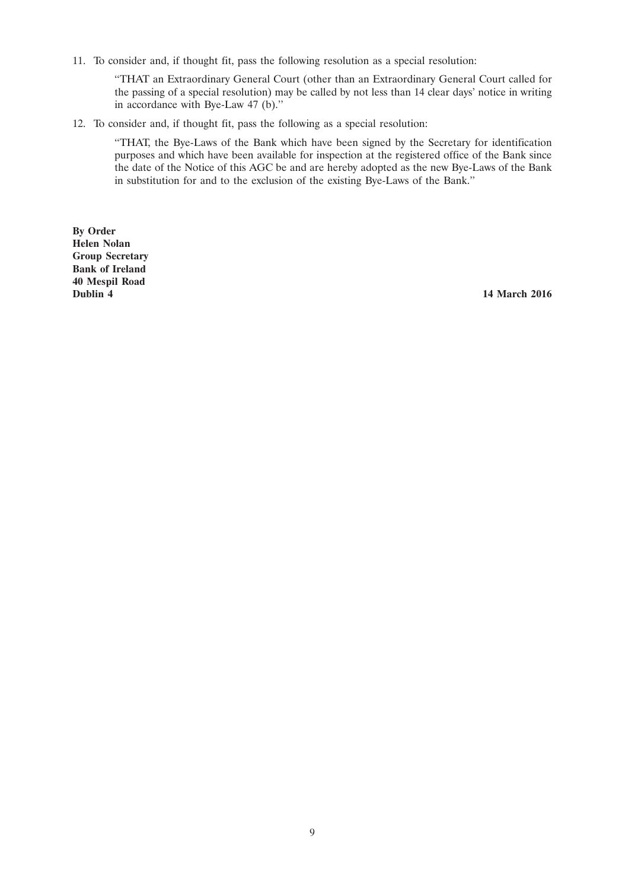11. To consider and, if thought fit, pass the following resolution as a special resolution:

    "THAT an Extraordinary General Court (other than an Extraordinary General Court called for the passing of a special resolution) may be called by not less than 14 clear days' notice in writing in accordance with Bye-Law 47 (b)."

12. To consider and, if thought fit, pass the following as a special resolution:

    "THAT, the Bye-Laws of the Bank which have been signed by the Secretary for identification purposes and which have been available for inspection at the registered office of the Bank since the date of the Notice of this AGC be and are hereby adopted as the new Bye-Laws of the Bank in substitution for and to the exclusion of the existing Bye-Laws of the Bank."

**By Order**
**Helen Nolan**
**Group Secretary**
**Bank of Ireland**
**40 Mespil Road**
**Dublin 4**

**14 March 2016**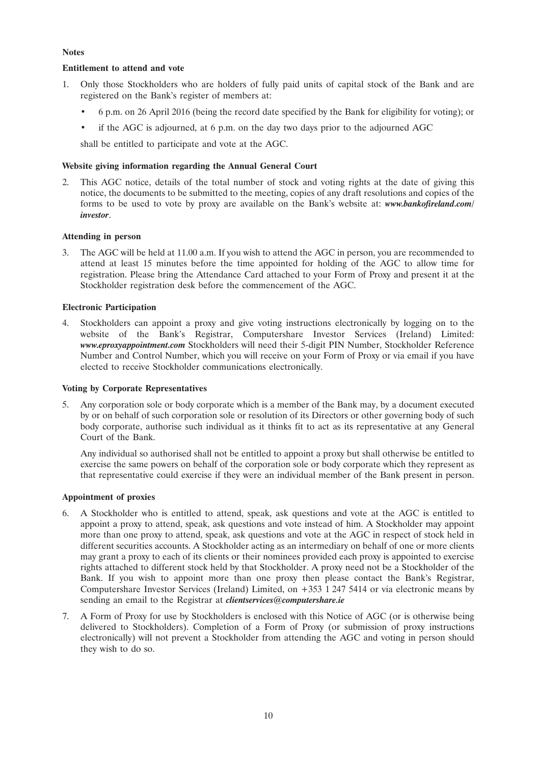**Notes**

**Entitlement to attend and vote**

1. Only those Stockholders who are holders of fully paid units of capital stock of the Bank and are registered on the Bank's register of members at:

   - 6 p.m. on 26 April 2016 (being the record date specified by the Bank for eligibility for voting); or
   - if the AGC is adjourned, at 6 p.m. on the day two days prior to the adjourned AGC

   shall be entitled to participate and vote at the AGC.

**Website giving information regarding the Annual General Court**

2. This AGC notice, details of the total number of stock and voting rights at the date of giving this notice, the documents to be submitted to the meeting, copies of any draft resolutions and copies of the forms to be used to vote by proxy are available on the Bank's website at: ***www.bankofireland.com/investor***.

**Attending in person**

3. The AGC will be held at 11.00 a.m. If you wish to attend the AGC in person, you are recommended to attend at least 15 minutes before the time appointed for holding of the AGC to allow time for registration. Please bring the Attendance Card attached to your Form of Proxy and present it at the Stockholder registration desk before the commencement of the AGC.

**Electronic Participation**

4. Stockholders can appoint a proxy and give voting instructions electronically by logging on to the website of the Bank's Registrar, Computershare Investor Services (Ireland) Limited: ***www.eproxyappointment.com*** Stockholders will need their 5-digit PIN Number, Stockholder Reference Number and Control Number, which you will receive on your Form of Proxy or via email if you have elected to receive Stockholder communications electronically.

**Voting by Corporate Representatives**

5. Any corporation sole or body corporate which is a member of the Bank may, by a document executed by or on behalf of such corporation sole or resolution of its Directors or other governing body of such body corporate, authorise such individual as it thinks fit to act as its representative at any General Court of the Bank.

   Any individual so authorised shall not be entitled to appoint a proxy but shall otherwise be entitled to exercise the same powers on behalf of the corporation sole or body corporate which they represent as that representative could exercise if they were an individual member of the Bank present in person.

**Appointment of proxies**

6. A Stockholder who is entitled to attend, speak, ask questions and vote at the AGC is entitled to appoint a proxy to attend, speak, ask questions and vote instead of him. A Stockholder may appoint more than one proxy to attend, speak, ask questions and vote at the AGC in respect of stock held in different securities accounts. A Stockholder acting as an intermediary on behalf of one or more clients may grant a proxy to each of its clients or their nominees provided each proxy is appointed to exercise rights attached to different stock held by that Stockholder. A proxy need not be a Stockholder of the Bank. If you wish to appoint more than one proxy then please contact the Bank's Registrar, Computershare Investor Services (Ireland) Limited, on +353 1 247 5414 or via electronic means by sending an email to the Registrar at ***clientservices@computershare.ie***

7. A Form of Proxy for use by Stockholders is enclosed with this Notice of AGC (or is otherwise being delivered to Stockholders). Completion of a Form of Proxy (or submission of proxy instructions electronically) will not prevent a Stockholder from attending the AGC and voting in person should they wish to do so.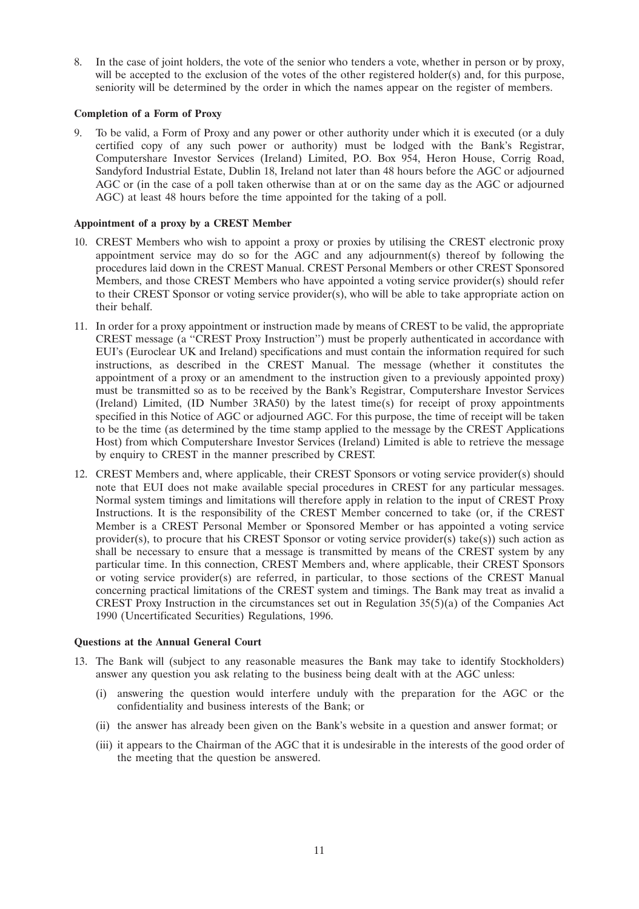8. In the case of joint holders, the vote of the senior who tenders a vote, whether in person or by proxy, will be accepted to the exclusion of the votes of the other registered holder(s) and, for this purpose, seniority will be determined by the order in which the names appear on the register of members.

**Completion of a Form of Proxy**

9. To be valid, a Form of Proxy and any power or other authority under which it is executed (or a duly certified copy of any such power or authority) must be lodged with the Bank's Registrar, Computershare Investor Services (Ireland) Limited, P.O. Box 954, Heron House, Corrig Road, Sandyford Industrial Estate, Dublin 18, Ireland not later than 48 hours before the AGC or adjourned AGC or (in the case of a poll taken otherwise than at or on the same day as the AGC or adjourned AGC) at least 48 hours before the time appointed for the taking of a poll.

**Appointment of a proxy by a CREST Member**

10. CREST Members who wish to appoint a proxy or proxies by utilising the CREST electronic proxy appointment service may do so for the AGC and any adjournment(s) thereof by following the procedures laid down in the CREST Manual. CREST Personal Members or other CREST Sponsored Members, and those CREST Members who have appointed a voting service provider(s) should refer to their CREST Sponsor or voting service provider(s), who will be able to take appropriate action on their behalf.

11. In order for a proxy appointment or instruction made by means of CREST to be valid, the appropriate CREST message (a "CREST Proxy Instruction") must be properly authenticated in accordance with EUI's (Euroclear UK and Ireland) specifications and must contain the information required for such instructions, as described in the CREST Manual. The message (whether it constitutes the appointment of a proxy or an amendment to the instruction given to a previously appointed proxy) must be transmitted so as to be received by the Bank's Registrar, Computershare Investor Services (Ireland) Limited, (ID Number 3RA50) by the latest time(s) for receipt of proxy appointments specified in this Notice of AGC or adjourned AGC. For this purpose, the time of receipt will be taken to be the time (as determined by the time stamp applied to the message by the CREST Applications Host) from which Computershare Investor Services (Ireland) Limited is able to retrieve the message by enquiry to CREST in the manner prescribed by CREST.

12. CREST Members and, where applicable, their CREST Sponsors or voting service provider(s) should note that EUI does not make available special procedures in CREST for any particular messages. Normal system timings and limitations will therefore apply in relation to the input of CREST Proxy Instructions. It is the responsibility of the CREST Member concerned to take (or, if the CREST Member is a CREST Personal Member or Sponsored Member or has appointed a voting service provider(s), to procure that his CREST Sponsor or voting service provider(s) take(s)) such action as shall be necessary to ensure that a message is transmitted by means of the CREST system by any particular time. In this connection, CREST Members and, where applicable, their CREST Sponsors or voting service provider(s) are referred, in particular, to those sections of the CREST Manual concerning practical limitations of the CREST system and timings. The Bank may treat as invalid a CREST Proxy Instruction in the circumstances set out in Regulation 35(5)(a) of the Companies Act 1990 (Uncertificated Securities) Regulations, 1996.

**Questions at the Annual General Court**

13. The Bank will (subject to any reasonable measures the Bank may take to identify Stockholders) answer any question you ask relating to the business being dealt with at the AGC unless:

    (i) answering the question would interfere unduly with the preparation for the AGC or the confidentiality and business interests of the Bank; or

    (ii) the answer has already been given on the Bank's website in a question and answer format; or

    (iii) it appears to the Chairman of the AGC that it is undesirable in the interests of the good order of the meeting that the question be answered.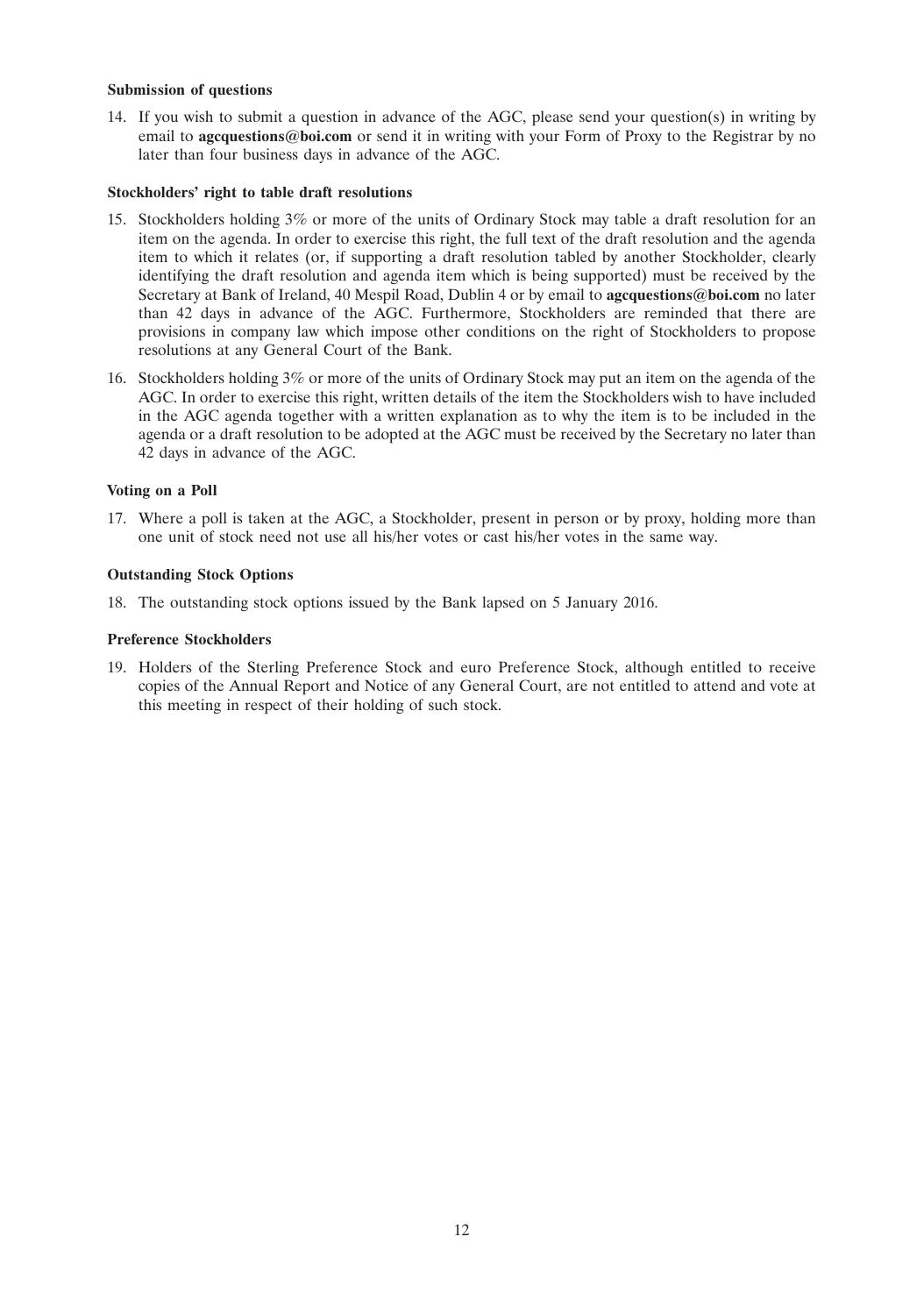**Submission of questions**

14. If you wish to submit a question in advance of the AGC, please send your question(s) in writing by email to **agcquestions@boi.com** or send it in writing with your Form of Proxy to the Registrar by no later than four business days in advance of the AGC.

**Stockholders' right to table draft resolutions**

15. Stockholders holding 3% or more of the units of Ordinary Stock may table a draft resolution for an item on the agenda. In order to exercise this right, the full text of the draft resolution and the agenda item to which it relates (or, if supporting a draft resolution tabled by another Stockholder, clearly identifying the draft resolution and agenda item which is being supported) must be received by the Secretary at Bank of Ireland, 40 Mespil Road, Dublin 4 or by email to **agcquestions@boi.com** no later than 42 days in advance of the AGC. Furthermore, Stockholders are reminded that there are provisions in company law which impose other conditions on the right of Stockholders to propose resolutions at any General Court of the Bank.

16. Stockholders holding 3% or more of the units of Ordinary Stock may put an item on the agenda of the AGC. In order to exercise this right, written details of the item the Stockholders wish to have included in the AGC agenda together with a written explanation as to why the item is to be included in the agenda or a draft resolution to be adopted at the AGC must be received by the Secretary no later than 42 days in advance of the AGC.

**Voting on a Poll**

17. Where a poll is taken at the AGC, a Stockholder, present in person or by proxy, holding more than one unit of stock need not use all his/her votes or cast his/her votes in the same way.

**Outstanding Stock Options**

18. The outstanding stock options issued by the Bank lapsed on 5 January 2016.

**Preference Stockholders**

19. Holders of the Sterling Preference Stock and euro Preference Stock, although entitled to receive copies of the Annual Report and Notice of any General Court, are not entitled to attend and vote at this meeting in respect of their holding of such stock.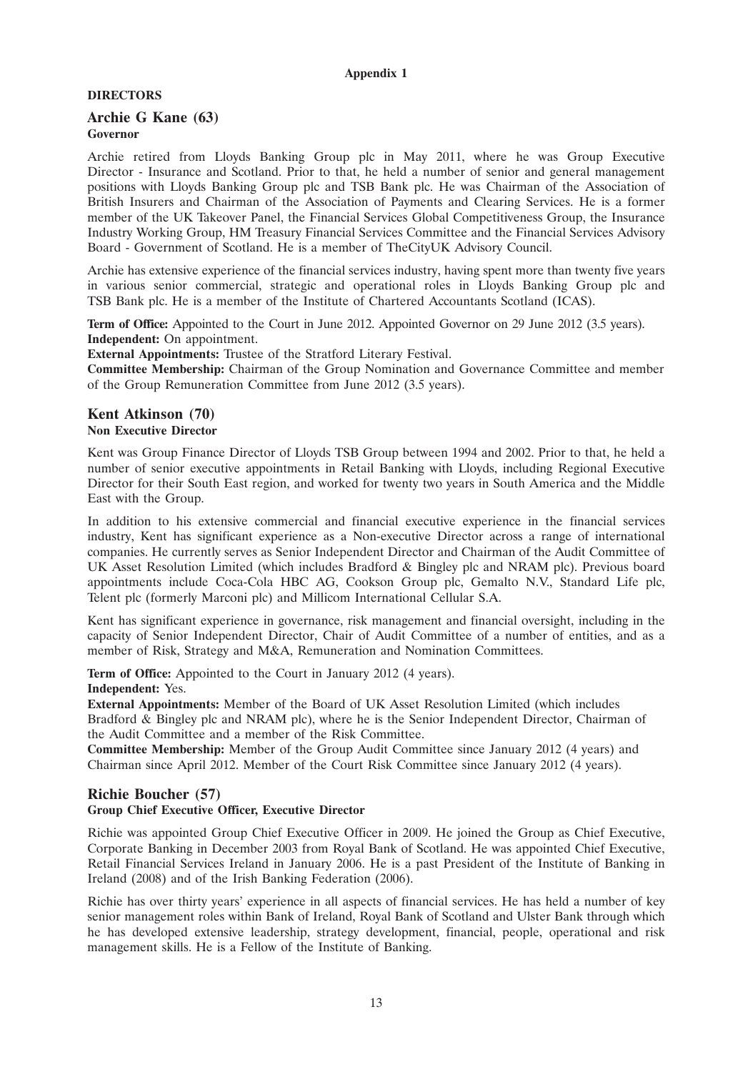**Appendix 1**

**DIRECTORS**

## Archie G Kane (63)

**Governor**

Archie retired from Lloyds Banking Group plc in May 2011, where he was Group Executive Director - Insurance and Scotland. Prior to that, he held a number of senior and general management positions with Lloyds Banking Group plc and TSB Bank plc. He was Chairman of the Association of British Insurers and Chairman of the Association of Payments and Clearing Services. He is a former member of the UK Takeover Panel, the Financial Services Global Competitiveness Group, the Insurance Industry Working Group, HM Treasury Financial Services Committee and the Financial Services Advisory Board - Government of Scotland. He is a member of TheCityUK Advisory Council.

Archie has extensive experience of the financial services industry, having spent more than twenty five years in various senior commercial, strategic and operational roles in Lloyds Banking Group plc and TSB Bank plc. He is a member of the Institute of Chartered Accountants Scotland (ICAS).

**Term of Office:** Appointed to the Court in June 2012. Appointed Governor on 29 June 2012 (3.5 years).
**Independent:** On appointment.
**External Appointments:** Trustee of the Stratford Literary Festival.
**Committee Membership:** Chairman of the Group Nomination and Governance Committee and member of the Group Remuneration Committee from June 2012 (3.5 years).

## Kent Atkinson (70)

**Non Executive Director**

Kent was Group Finance Director of Lloyds TSB Group between 1994 and 2002. Prior to that, he held a number of senior executive appointments in Retail Banking with Lloyds, including Regional Executive Director for their South East region, and worked for twenty two years in South America and the Middle East with the Group.

In addition to his extensive commercial and financial executive experience in the financial services industry, Kent has significant experience as a Non-executive Director across a range of international companies. He currently serves as Senior Independent Director and Chairman of the Audit Committee of UK Asset Resolution Limited (which includes Bradford & Bingley plc and NRAM plc). Previous board appointments include Coca-Cola HBC AG, Cookson Group plc, Gemalto N.V., Standard Life plc, Telent plc (formerly Marconi plc) and Millicom International Cellular S.A.

Kent has significant experience in governance, risk management and financial oversight, including in the capacity of Senior Independent Director, Chair of Audit Committee of a number of entities, and as a member of Risk, Strategy and M&A, Remuneration and Nomination Committees.

**Term of Office:** Appointed to the Court in January 2012 (4 years).
**Independent:** Yes.
**External Appointments:** Member of the Board of UK Asset Resolution Limited (which includes Bradford & Bingley plc and NRAM plc), where he is the Senior Independent Director, Chairman of the Audit Committee and a member of the Risk Committee.
**Committee Membership:** Member of the Group Audit Committee since January 2012 (4 years) and Chairman since April 2012. Member of the Court Risk Committee since January 2012 (4 years).

## Richie Boucher (57)

**Group Chief Executive Officer, Executive Director**

Richie was appointed Group Chief Executive Officer in 2009. He joined the Group as Chief Executive, Corporate Banking in December 2003 from Royal Bank of Scotland. He was appointed Chief Executive, Retail Financial Services Ireland in January 2006. He is a past President of the Institute of Banking in Ireland (2008) and of the Irish Banking Federation (2006).

Richie has over thirty years' experience in all aspects of financial services. He has held a number of key senior management roles within Bank of Ireland, Royal Bank of Scotland and Ulster Bank through which he has developed extensive leadership, strategy development, financial, people, operational and risk management skills. He is a Fellow of the Institute of Banking.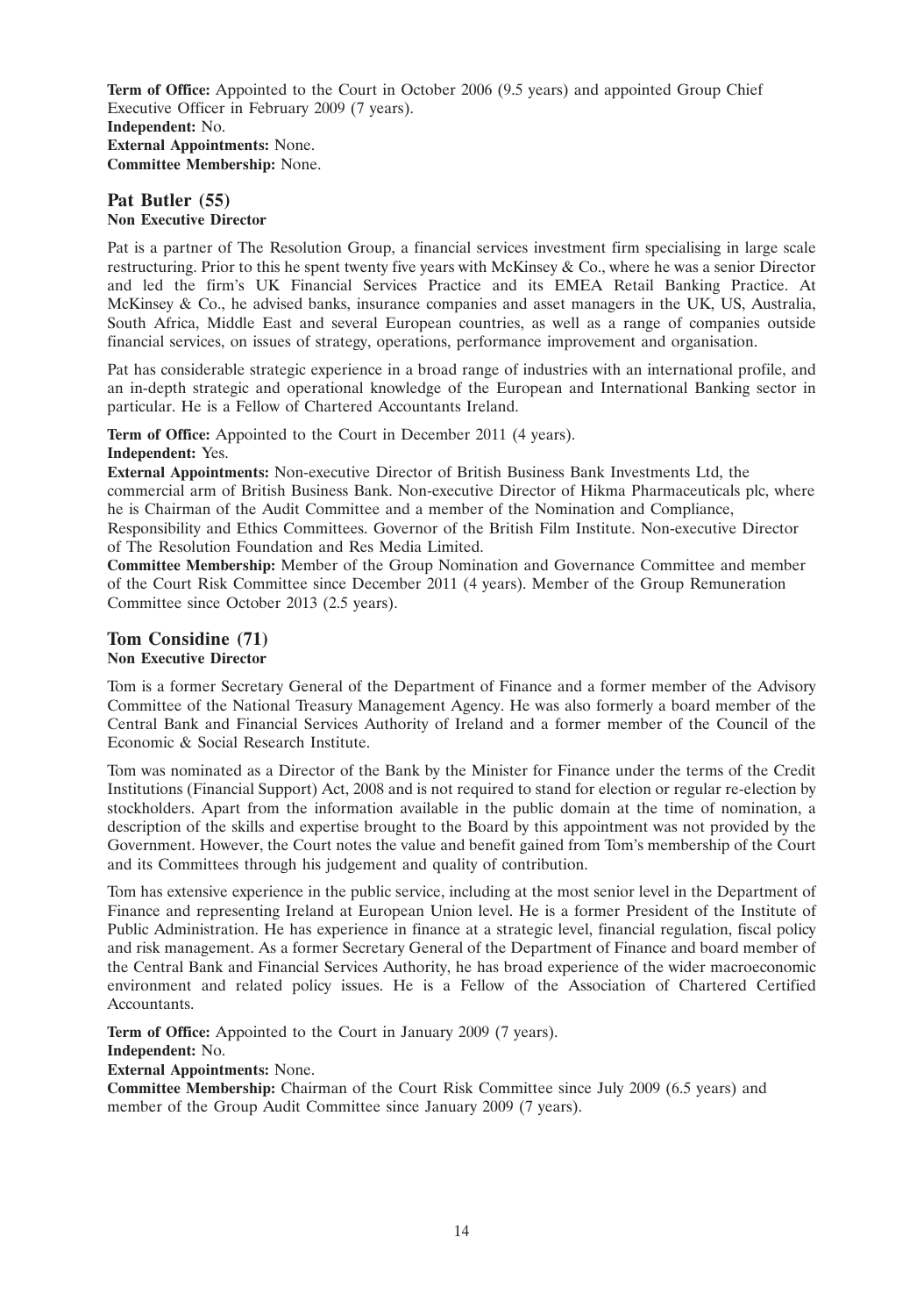**Term of Office:** Appointed to the Court in October 2006 (9.5 years) and appointed Group Chief Executive Officer in February 2009 (7 years).
**Independent:** No.
**External Appointments:** None.
**Committee Membership:** None.

## Pat Butler (55)

**Non Executive Director**

Pat is a partner of The Resolution Group, a financial services investment firm specialising in large scale restructuring. Prior to this he spent twenty five years with McKinsey & Co., where he was a senior Director and led the firm's UK Financial Services Practice and its EMEA Retail Banking Practice. At McKinsey & Co., he advised banks, insurance companies and asset managers in the UK, US, Australia, South Africa, Middle East and several European countries, as well as a range of companies outside financial services, on issues of strategy, operations, performance improvement and organisation.

Pat has considerable strategic experience in a broad range of industries with an international profile, and an in-depth strategic and operational knowledge of the European and International Banking sector in particular. He is a Fellow of Chartered Accountants Ireland.

**Term of Office:** Appointed to the Court in December 2011 (4 years).
**Independent:** Yes.
**External Appointments:** Non-executive Director of British Business Bank Investments Ltd, the commercial arm of British Business Bank. Non-executive Director of Hikma Pharmaceuticals plc, where he is Chairman of the Audit Committee and a member of the Nomination and Compliance, Responsibility and Ethics Committees. Governor of the British Film Institute. Non-executive Director of The Resolution Foundation and Res Media Limited.
**Committee Membership:** Member of the Group Nomination and Governance Committee and member of the Court Risk Committee since December 2011 (4 years). Member of the Group Remuneration Committee since October 2013 (2.5 years).

## Tom Considine (71)

**Non Executive Director**

Tom is a former Secretary General of the Department of Finance and a former member of the Advisory Committee of the National Treasury Management Agency. He was also formerly a board member of the Central Bank and Financial Services Authority of Ireland and a former member of the Council of the Economic & Social Research Institute.

Tom was nominated as a Director of the Bank by the Minister for Finance under the terms of the Credit Institutions (Financial Support) Act, 2008 and is not required to stand for election or regular re-election by stockholders. Apart from the information available in the public domain at the time of nomination, a description of the skills and expertise brought to the Board by this appointment was not provided by the Government. However, the Court notes the value and benefit gained from Tom's membership of the Court and its Committees through his judgement and quality of contribution.

Tom has extensive experience in the public service, including at the most senior level in the Department of Finance and representing Ireland at European Union level. He is a former President of the Institute of Public Administration. He has experience in finance at a strategic level, financial regulation, fiscal policy and risk management. As a former Secretary General of the Department of Finance and board member of the Central Bank and Financial Services Authority, he has broad experience of the wider macroeconomic environment and related policy issues. He is a Fellow of the Association of Chartered Certified Accountants.

**Term of Office:** Appointed to the Court in January 2009 (7 years).
**Independent:** No.
**External Appointments:** None.
**Committee Membership:** Chairman of the Court Risk Committee since July 2009 (6.5 years) and member of the Group Audit Committee since January 2009 (7 years).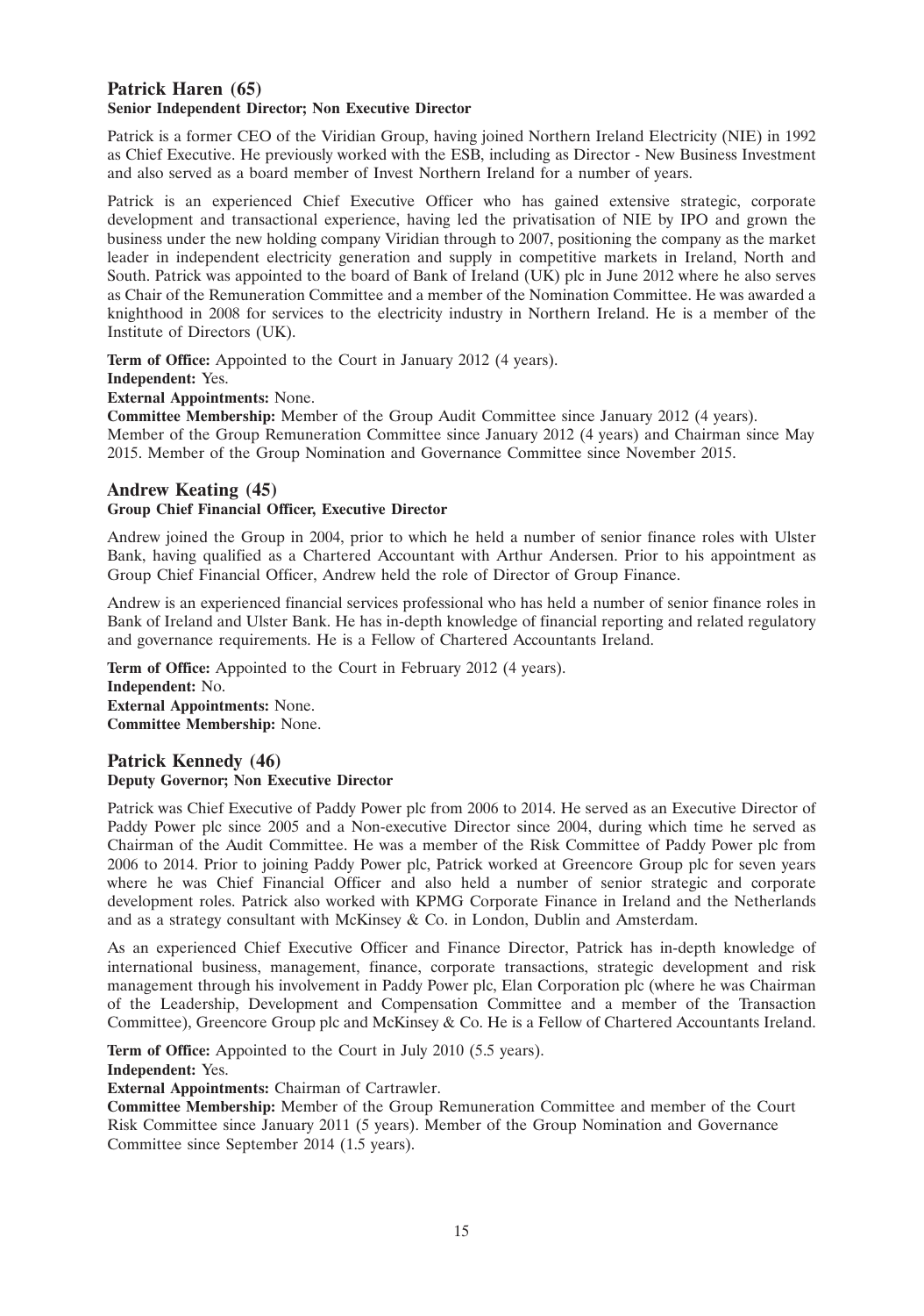## Patrick Haren (65)

**Senior Independent Director; Non Executive Director**

Patrick is a former CEO of the Viridian Group, having joined Northern Ireland Electricity (NIE) in 1992 as Chief Executive. He previously worked with the ESB, including as Director - New Business Investment and also served as a board member of Invest Northern Ireland for a number of years.

Patrick is an experienced Chief Executive Officer who has gained extensive strategic, corporate development and transactional experience, having led the privatisation of NIE by IPO and grown the business under the new holding company Viridian through to 2007, positioning the company as the market leader in independent electricity generation and supply in competitive markets in Ireland, North and South. Patrick was appointed to the board of Bank of Ireland (UK) plc in June 2012 where he also serves as Chair of the Remuneration Committee and a member of the Nomination Committee. He was awarded a knighthood in 2008 for services to the electricity industry in Northern Ireland. He is a member of the Institute of Directors (UK).

**Term of Office:** Appointed to the Court in January 2012 (4 years).
**Independent:** Yes.
**External Appointments:** None.
**Committee Membership:** Member of the Group Audit Committee since January 2012 (4 years). Member of the Group Remuneration Committee since January 2012 (4 years) and Chairman since May 2015. Member of the Group Nomination and Governance Committee since November 2015.

## Andrew Keating (45)

**Group Chief Financial Officer, Executive Director**

Andrew joined the Group in 2004, prior to which he held a number of senior finance roles with Ulster Bank, having qualified as a Chartered Accountant with Arthur Andersen. Prior to his appointment as Group Chief Financial Officer, Andrew held the role of Director of Group Finance.

Andrew is an experienced financial services professional who has held a number of senior finance roles in Bank of Ireland and Ulster Bank. He has in-depth knowledge of financial reporting and related regulatory and governance requirements. He is a Fellow of Chartered Accountants Ireland.

**Term of Office:** Appointed to the Court in February 2012 (4 years).
**Independent:** No.
**External Appointments:** None.
**Committee Membership:** None.

## Patrick Kennedy (46)

**Deputy Governor; Non Executive Director**

Patrick was Chief Executive of Paddy Power plc from 2006 to 2014. He served as an Executive Director of Paddy Power plc since 2005 and a Non-executive Director since 2004, during which time he served as Chairman of the Audit Committee. He was a member of the Risk Committee of Paddy Power plc from 2006 to 2014. Prior to joining Paddy Power plc, Patrick worked at Greencore Group plc for seven years where he was Chief Financial Officer and also held a number of senior strategic and corporate development roles. Patrick also worked with KPMG Corporate Finance in Ireland and the Netherlands and as a strategy consultant with McKinsey & Co. in London, Dublin and Amsterdam.

As an experienced Chief Executive Officer and Finance Director, Patrick has in-depth knowledge of international business, management, finance, corporate transactions, strategic development and risk management through his involvement in Paddy Power plc, Elan Corporation plc (where he was Chairman of the Leadership, Development and Compensation Committee and a member of the Transaction Committee), Greencore Group plc and McKinsey & Co. He is a Fellow of Chartered Accountants Ireland.

**Term of Office:** Appointed to the Court in July 2010 (5.5 years).
**Independent:** Yes.
**External Appointments:** Chairman of Cartrawler.
**Committee Membership:** Member of the Group Remuneration Committee and member of the Court Risk Committee since January 2011 (5 years). Member of the Group Nomination and Governance Committee since September 2014 (1.5 years).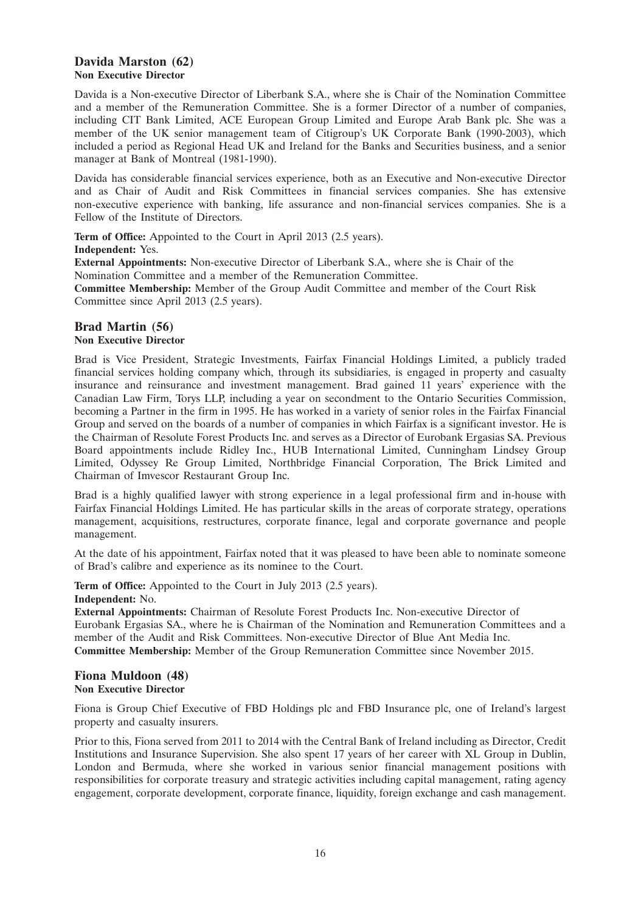## Davida Marston (62)

**Non Executive Director**

Davida is a Non-executive Director of Liberbank S.A., where she is Chair of the Nomination Committee and a member of the Remuneration Committee. She is a former Director of a number of companies, including CIT Bank Limited, ACE European Group Limited and Europe Arab Bank plc. She was a member of the UK senior management team of Citigroup's UK Corporate Bank (1990-2003), which included a period as Regional Head UK and Ireland for the Banks and Securities business, and a senior manager at Bank of Montreal (1981-1990).

Davida has considerable financial services experience, both as an Executive and Non-executive Director and as Chair of Audit and Risk Committees in financial services companies. She has extensive non-executive experience with banking, life assurance and non-financial services companies. She is a Fellow of the Institute of Directors.

**Term of Office:** Appointed to the Court in April 2013 (2.5 years).
**Independent:** Yes.
**External Appointments:** Non-executive Director of Liberbank S.A., where she is Chair of the Nomination Committee and a member of the Remuneration Committee.
**Committee Membership:** Member of the Group Audit Committee and member of the Court Risk Committee since April 2013 (2.5 years).

## Brad Martin (56)

**Non Executive Director**

Brad is Vice President, Strategic Investments, Fairfax Financial Holdings Limited, a publicly traded financial services holding company which, through its subsidiaries, is engaged in property and casualty insurance and reinsurance and investment management. Brad gained 11 years' experience with the Canadian Law Firm, Torys LLP, including a year on secondment to the Ontario Securities Commission, becoming a Partner in the firm in 1995. He has worked in a variety of senior roles in the Fairfax Financial Group and served on the boards of a number of companies in which Fairfax is a significant investor. He is the Chairman of Resolute Forest Products Inc. and serves as a Director of Eurobank Ergasias SA. Previous Board appointments include Ridley Inc., HUB International Limited, Cunningham Lindsey Group Limited, Odyssey Re Group Limited, Northbridge Financial Corporation, The Brick Limited and Chairman of Imvescor Restaurant Group Inc.

Brad is a highly qualified lawyer with strong experience in a legal professional firm and in-house with Fairfax Financial Holdings Limited. He has particular skills in the areas of corporate strategy, operations management, acquisitions, restructures, corporate finance, legal and corporate governance and people management.

At the date of his appointment, Fairfax noted that it was pleased to have been able to nominate someone of Brad's calibre and experience as its nominee to the Court.

**Term of Office:** Appointed to the Court in July 2013 (2.5 years).
**Independent:** No.
**External Appointments:** Chairman of Resolute Forest Products Inc. Non-executive Director of Eurobank Ergasias SA., where he is Chairman of the Nomination and Remuneration Committees and a member of the Audit and Risk Committees. Non-executive Director of Blue Ant Media Inc.
**Committee Membership:** Member of the Group Remuneration Committee since November 2015.

## Fiona Muldoon (48)

**Non Executive Director**

Fiona is Group Chief Executive of FBD Holdings plc and FBD Insurance plc, one of Ireland's largest property and casualty insurers.

Prior to this, Fiona served from 2011 to 2014 with the Central Bank of Ireland including as Director, Credit Institutions and Insurance Supervision. She also spent 17 years of her career with XL Group in Dublin, London and Bermuda, where she worked in various senior financial management positions with responsibilities for corporate treasury and strategic activities including capital management, rating agency engagement, corporate development, corporate finance, liquidity, foreign exchange and cash management.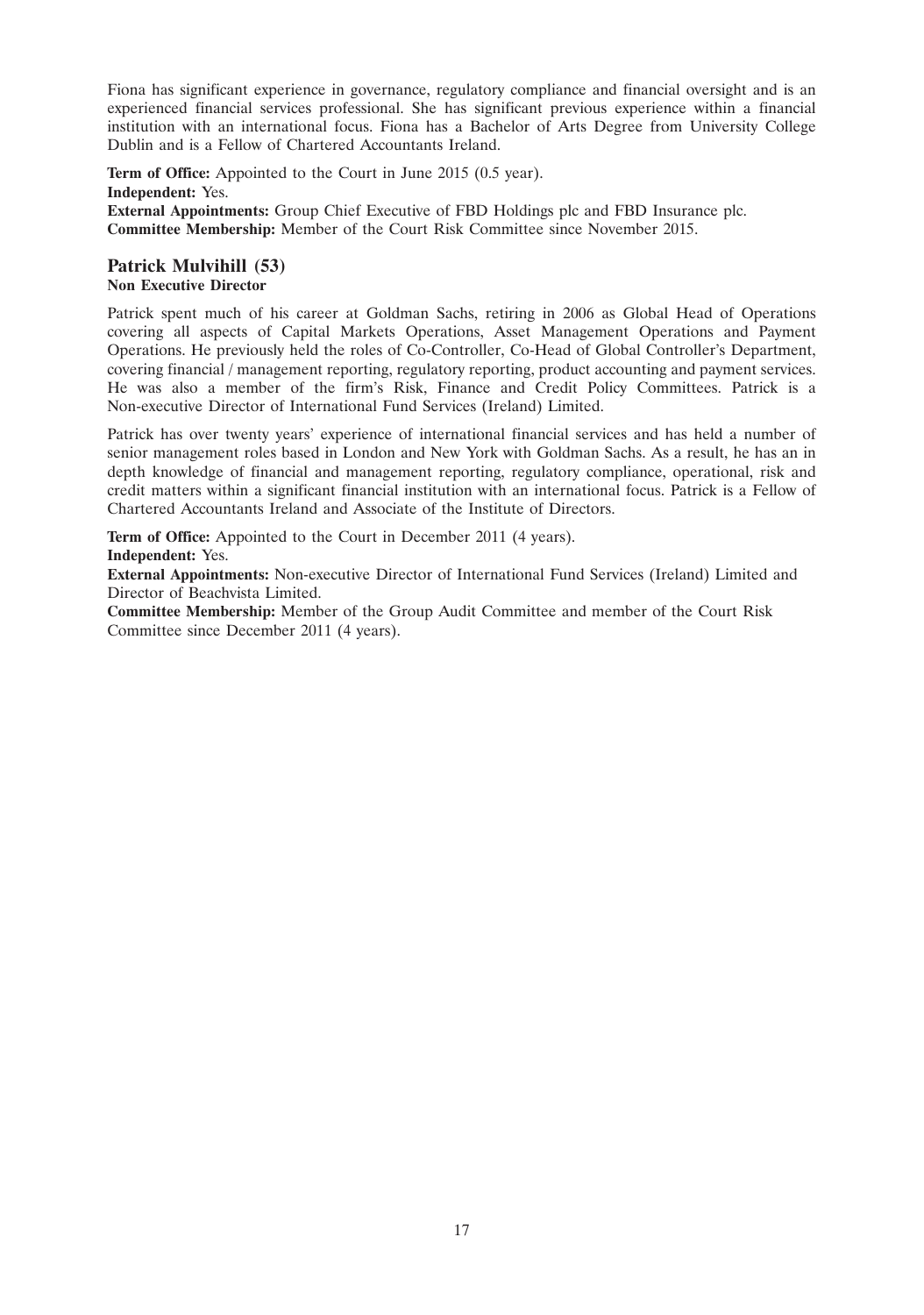Fiona has significant experience in governance, regulatory compliance and financial oversight and is an experienced financial services professional. She has significant previous experience within a financial institution with an international focus. Fiona has a Bachelor of Arts Degree from University College Dublin and is a Fellow of Chartered Accountants Ireland.

**Term of Office:** Appointed to the Court in June 2015 (0.5 year).
**Independent:** Yes.
**External Appointments:** Group Chief Executive of FBD Holdings plc and FBD Insurance plc.
**Committee Membership:** Member of the Court Risk Committee since November 2015.

## Patrick Mulvihill (53)

**Non Executive Director**

Patrick spent much of his career at Goldman Sachs, retiring in 2006 as Global Head of Operations covering all aspects of Capital Markets Operations, Asset Management Operations and Payment Operations. He previously held the roles of Co-Controller, Co-Head of Global Controller's Department, covering financial / management reporting, regulatory reporting, product accounting and payment services. He was also a member of the firm's Risk, Finance and Credit Policy Committees. Patrick is a Non-executive Director of International Fund Services (Ireland) Limited.

Patrick has over twenty years' experience of international financial services and has held a number of senior management roles based in London and New York with Goldman Sachs. As a result, he has an in depth knowledge of financial and management reporting, regulatory compliance, operational, risk and credit matters within a significant financial institution with an international focus. Patrick is a Fellow of Chartered Accountants Ireland and Associate of the Institute of Directors.

**Term of Office:** Appointed to the Court in December 2011 (4 years).
**Independent:** Yes.
**External Appointments:** Non-executive Director of International Fund Services (Ireland) Limited and Director of Beachvista Limited.
**Committee Membership:** Member of the Group Audit Committee and member of the Court Risk Committee since December 2011 (4 years).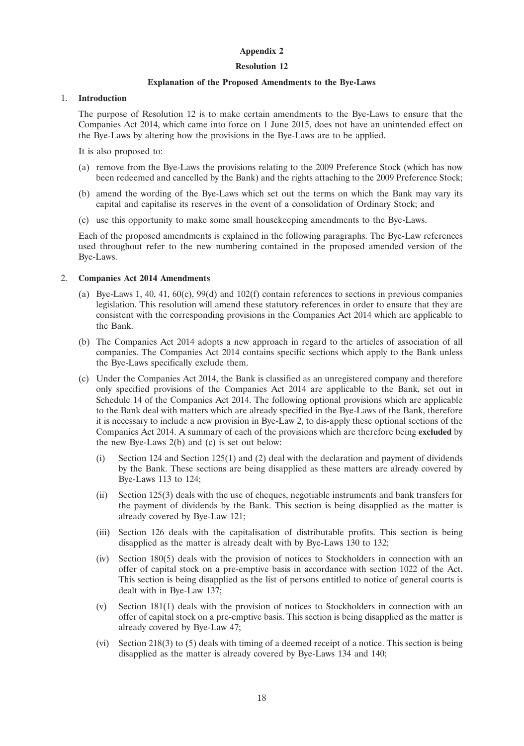**Appendix 2**

**Resolution 12**

**Explanation of the Proposed Amendments to the Bye-Laws**

1. **Introduction**

   The purpose of Resolution 12 is to make certain amendments to the Bye-Laws to ensure that the Companies Act 2014, which came into force on 1 June 2015, does not have an unintended effect on the Bye-Laws by altering how the provisions in the Bye-Laws are to be applied.

   It is also proposed to:

   (a) remove from the Bye-Laws the provisions relating to the 2009 Preference Stock (which has now been redeemed and cancelled by the Bank) and the rights attaching to the 2009 Preference Stock;

   (b) amend the wording of the Bye-Laws which set out the terms on which the Bank may vary its capital and capitalise its reserves in the event of a consolidation of Ordinary Stock; and

   (c) use this opportunity to make some small housekeeping amendments to the Bye-Laws.

   Each of the proposed amendments is explained in the following paragraphs. The Bye-Law references used throughout refer to the new numbering contained in the proposed amended version of the Bye-Laws.

2. **Companies Act 2014 Amendments**

   (a) Bye-Laws 1, 40, 41, 60(c), 99(d) and 102(f) contain references to sections in previous companies legislation. This resolution will amend these statutory references in order to ensure that they are consistent with the corresponding provisions in the Companies Act 2014 which are applicable to the Bank.

   (b) The Companies Act 2014 adopts a new approach in regard to the articles of association of all companies. The Companies Act 2014 contains specific sections which apply to the Bank unless the Bye-Laws specifically exclude them.

   (c) Under the Companies Act 2014, the Bank is classified as an unregistered company and therefore only specified provisions of the Companies Act 2014 are applicable to the Bank, set out in Schedule 14 of the Companies Act 2014. The following optional provisions which are applicable to the Bank deal with matters which are already specified in the Bye-Laws of the Bank, therefore it is necessary to include a new provision in Bye-Law 2, to dis-apply these optional sections of the Companies Act 2014. A summary of each of the provisions which are therefore being **excluded** by the new Bye-Laws 2(b) and (c) is set out below:

      (i) Section 124 and Section 125(1) and (2) deal with the declaration and payment of dividends by the Bank. These sections are being disapplied as these matters are already covered by Bye-Laws 113 to 124;

      (ii) Section 125(3) deals with the use of cheques, negotiable instruments and bank transfers for the payment of dividends by the Bank. This section is being disapplied as the matter is already covered by Bye-Law 121;

      (iii) Section 126 deals with the capitalisation of distributable profits. This section is being disapplied as the matter is already dealt with by Bye-Laws 130 to 132;

      (iv) Section 180(5) deals with the provision of notices to Stockholders in connection with an offer of capital stock on a pre-emptive basis in accordance with section 1022 of the Act. This section is being disapplied as the list of persons entitled to notice of general courts is dealt with in Bye-Law 137;

      (v) Section 181(1) deals with the provision of notices to Stockholders in connection with an offer of capital stock on a pre-emptive basis. This section is being disapplied as the matter is already covered by Bye-Law 47;

      (vi) Section 218(3) to (5) deals with timing of a deemed receipt of a notice. This section is being disapplied as the matter is already covered by Bye-Laws 134 and 140;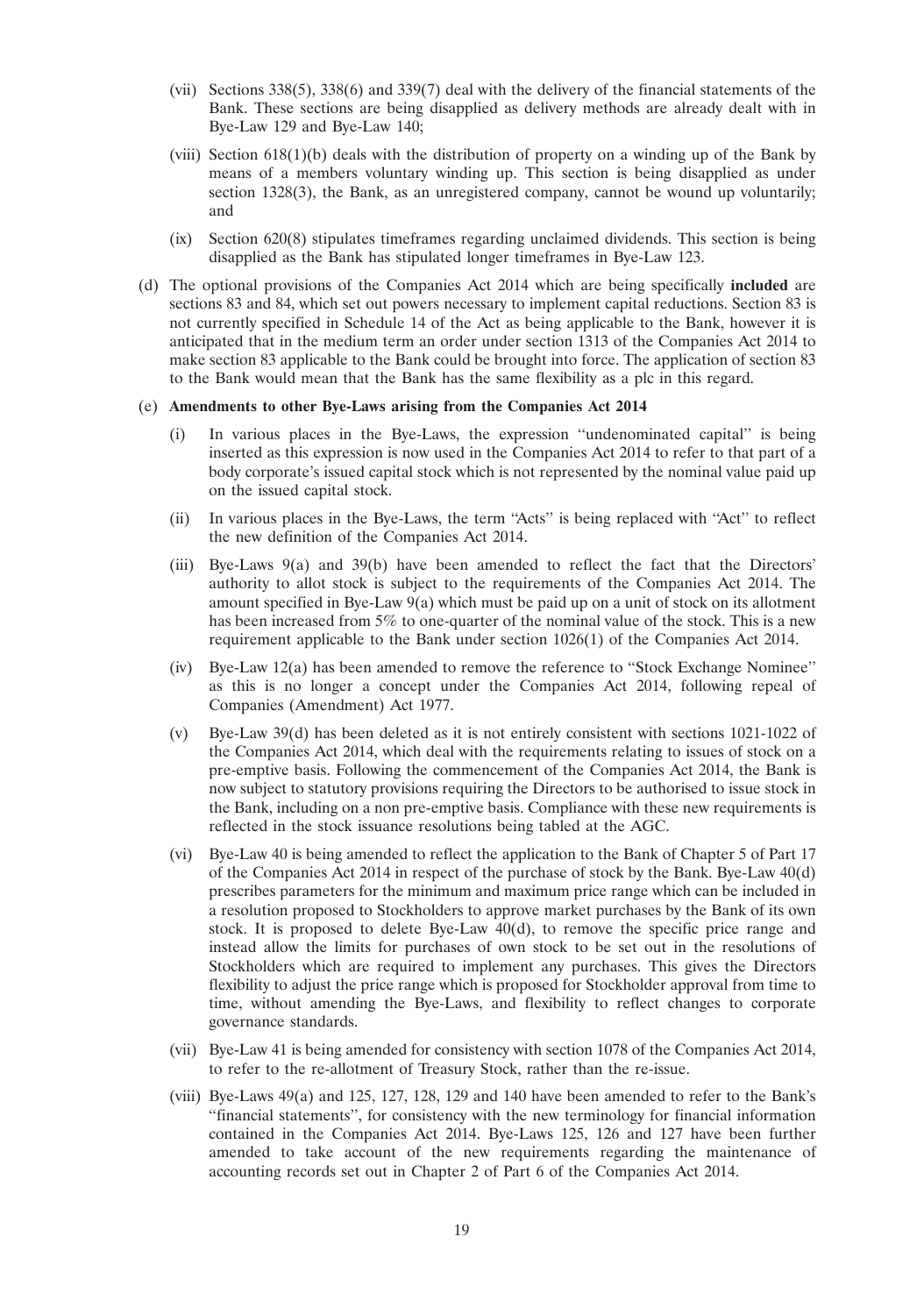(vii) Sections 338(5), 338(6) and 339(7) deal with the delivery of the financial statements of the Bank. These sections are being disapplied as delivery methods are already dealt with in Bye-Law 129 and Bye-Law 140;

(viii) Section 618(1)(b) deals with the distribution of property on a winding up of the Bank by means of a members voluntary winding up. This section is being disapplied as under section 1328(3), the Bank, as an unregistered company, cannot be wound up voluntarily; and

(ix) Section 620(8) stipulates timeframes regarding unclaimed dividends. This section is being disapplied as the Bank has stipulated longer timeframes in Bye-Law 123.

(d) The optional provisions of the Companies Act 2014 which are being specifically **included** are sections 83 and 84, which set out powers necessary to implement capital reductions. Section 83 is not currently specified in Schedule 14 of the Act as being applicable to the Bank, however it is anticipated that in the medium term an order under section 1313 of the Companies Act 2014 to make section 83 applicable to the Bank could be brought into force. The application of section 83 to the Bank would mean that the Bank has the same flexibility as a plc in this regard.

(e) **Amendments to other Bye-Laws arising from the Companies Act 2014**

(i) In various places in the Bye-Laws, the expression "undenominated capital" is being inserted as this expression is now used in the Companies Act 2014 to refer to that part of a body corporate's issued capital stock which is not represented by the nominal value paid up on the issued capital stock.

(ii) In various places in the Bye-Laws, the term "Acts" is being replaced with "Act" to reflect the new definition of the Companies Act 2014.

(iii) Bye-Laws 9(a) and 39(b) have been amended to reflect the fact that the Directors' authority to allot stock is subject to the requirements of the Companies Act 2014. The amount specified in Bye-Law 9(a) which must be paid up on a unit of stock on its allotment has been increased from 5% to one-quarter of the nominal value of the stock. This is a new requirement applicable to the Bank under section 1026(1) of the Companies Act 2014.

(iv) Bye-Law 12(a) has been amended to remove the reference to "Stock Exchange Nominee" as this is no longer a concept under the Companies Act 2014, following repeal of Companies (Amendment) Act 1977.

(v) Bye-Law 39(d) has been deleted as it is not entirely consistent with sections 1021-1022 of the Companies Act 2014, which deal with the requirements relating to issues of stock on a pre-emptive basis. Following the commencement of the Companies Act 2014, the Bank is now subject to statutory provisions requiring the Directors to be authorised to issue stock in the Bank, including on a non pre-emptive basis. Compliance with these new requirements is reflected in the stock issuance resolutions being tabled at the AGC.

(vi) Bye-Law 40 is being amended to reflect the application to the Bank of Chapter 5 of Part 17 of the Companies Act 2014 in respect of the purchase of stock by the Bank. Bye-Law 40(d) prescribes parameters for the minimum and maximum price range which can be included in a resolution proposed to Stockholders to approve market purchases by the Bank of its own stock. It is proposed to delete Bye-Law 40(d), to remove the specific price range and instead allow the limits for purchases of own stock to be set out in the resolutions of Stockholders which are required to implement any purchases. This gives the Directors flexibility to adjust the price range which is proposed for Stockholder approval from time to time, without amending the Bye-Laws, and flexibility to reflect changes to corporate governance standards.

(vii) Bye-Law 41 is being amended for consistency with section 1078 of the Companies Act 2014, to refer to the re-allotment of Treasury Stock, rather than the re-issue.

(viii) Bye-Laws 49(a) and 125, 127, 128, 129 and 140 have been amended to refer to the Bank's "financial statements", for consistency with the new terminology for financial information contained in the Companies Act 2014. Bye-Laws 125, 126 and 127 have been further amended to take account of the new requirements regarding the maintenance of accounting records set out in Chapter 2 of Part 6 of the Companies Act 2014.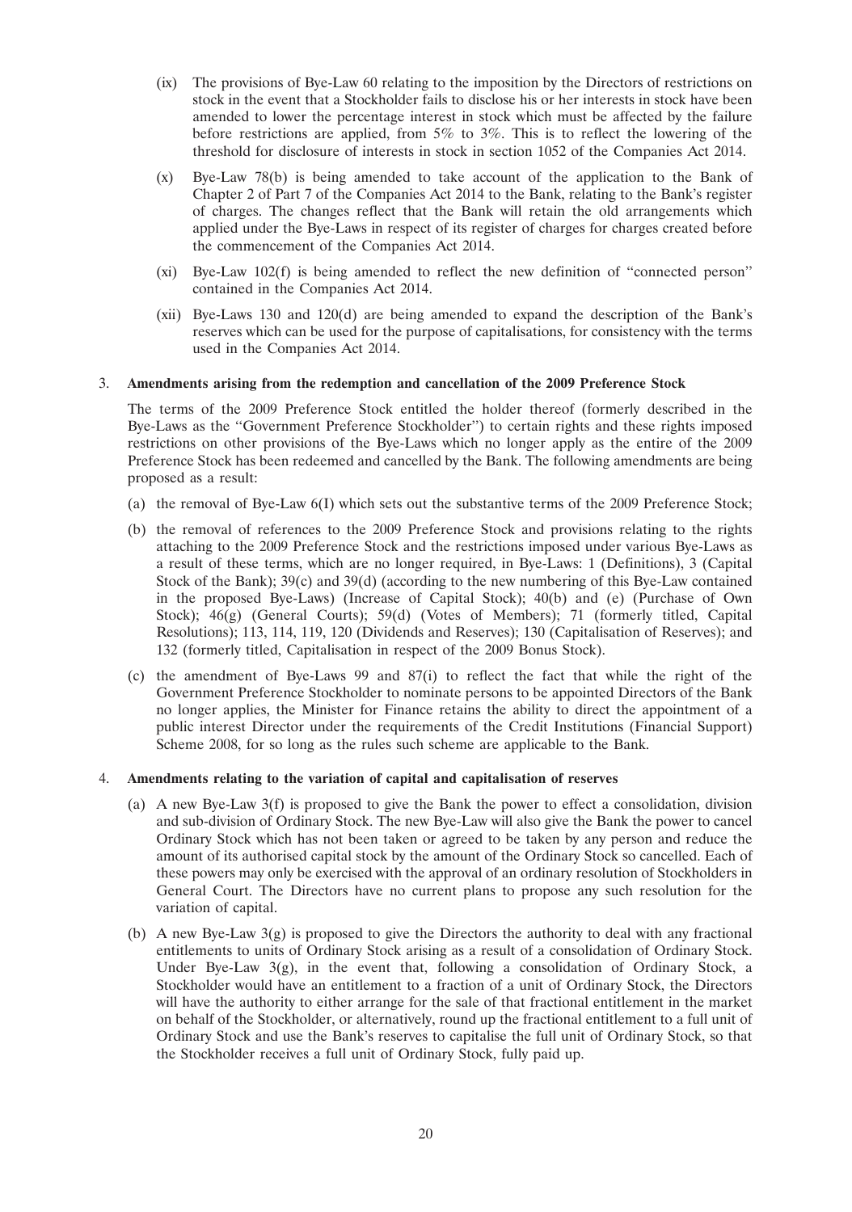(ix) The provisions of Bye-Law 60 relating to the imposition by the Directors of restrictions on stock in the event that a Stockholder fails to disclose his or her interests in stock have been amended to lower the percentage interest in stock which must be affected by the failure before restrictions are applied, from 5% to 3%. This is to reflect the lowering of the threshold for disclosure of interests in stock in section 1052 of the Companies Act 2014.

(x) Bye-Law 78(b) is being amended to take account of the application to the Bank of Chapter 2 of Part 7 of the Companies Act 2014 to the Bank, relating to the Bank's register of charges. The changes reflect that the Bank will retain the old arrangements which applied under the Bye-Laws in respect of its register of charges for charges created before the commencement of the Companies Act 2014.

(xi) Bye-Law 102(f) is being amended to reflect the new definition of "connected person" contained in the Companies Act 2014.

(xii) Bye-Laws 130 and 120(d) are being amended to expand the description of the Bank's reserves which can be used for the purpose of capitalisations, for consistency with the terms used in the Companies Act 2014.

3. **Amendments arising from the redemption and cancellation of the 2009 Preference Stock**

The terms of the 2009 Preference Stock entitled the holder thereof (formerly described in the Bye-Laws as the "Government Preference Stockholder") to certain rights and these rights imposed restrictions on other provisions of the Bye-Laws which no longer apply as the entire of the 2009 Preference Stock has been redeemed and cancelled by the Bank. The following amendments are being proposed as a result:

(a) the removal of Bye-Law 6(I) which sets out the substantive terms of the 2009 Preference Stock;

(b) the removal of references to the 2009 Preference Stock and provisions relating to the rights attaching to the 2009 Preference Stock and the restrictions imposed under various Bye-Laws as a result of these terms, which are no longer required, in Bye-Laws: 1 (Definitions), 3 (Capital Stock of the Bank); 39(c) and 39(d) (according to the new numbering of this Bye-Law contained in the proposed Bye-Laws) (Increase of Capital Stock); 40(b) and (e) (Purchase of Own Stock); 46(g) (General Courts); 59(d) (Votes of Members); 71 (formerly titled, Capital Resolutions); 113, 114, 119, 120 (Dividends and Reserves); 130 (Capitalisation of Reserves); and 132 (formerly titled, Capitalisation in respect of the 2009 Bonus Stock).

(c) the amendment of Bye-Laws 99 and 87(i) to reflect the fact that while the right of the Government Preference Stockholder to nominate persons to be appointed Directors of the Bank no longer applies, the Minister for Finance retains the ability to direct the appointment of a public interest Director under the requirements of the Credit Institutions (Financial Support) Scheme 2008, for so long as the rules such scheme are applicable to the Bank.

4. **Amendments relating to the variation of capital and capitalisation of reserves**

(a) A new Bye-Law 3(f) is proposed to give the Bank the power to effect a consolidation, division and sub-division of Ordinary Stock. The new Bye-Law will also give the Bank the power to cancel Ordinary Stock which has not been taken or agreed to be taken by any person and reduce the amount of its authorised capital stock by the amount of the Ordinary Stock so cancelled. Each of these powers may only be exercised with the approval of an ordinary resolution of Stockholders in General Court. The Directors have no current plans to propose any such resolution for the variation of capital.

(b) A new Bye-Law 3(g) is proposed to give the Directors the authority to deal with any fractional entitlements to units of Ordinary Stock arising as a result of a consolidation of Ordinary Stock. Under Bye-Law 3(g), in the event that, following a consolidation of Ordinary Stock, a Stockholder would have an entitlement to a fraction of a unit of Ordinary Stock, the Directors will have the authority to either arrange for the sale of that fractional entitlement in the market on behalf of the Stockholder, or alternatively, round up the fractional entitlement to a full unit of Ordinary Stock and use the Bank's reserves to capitalise the full unit of Ordinary Stock, so that the Stockholder receives a full unit of Ordinary Stock, fully paid up.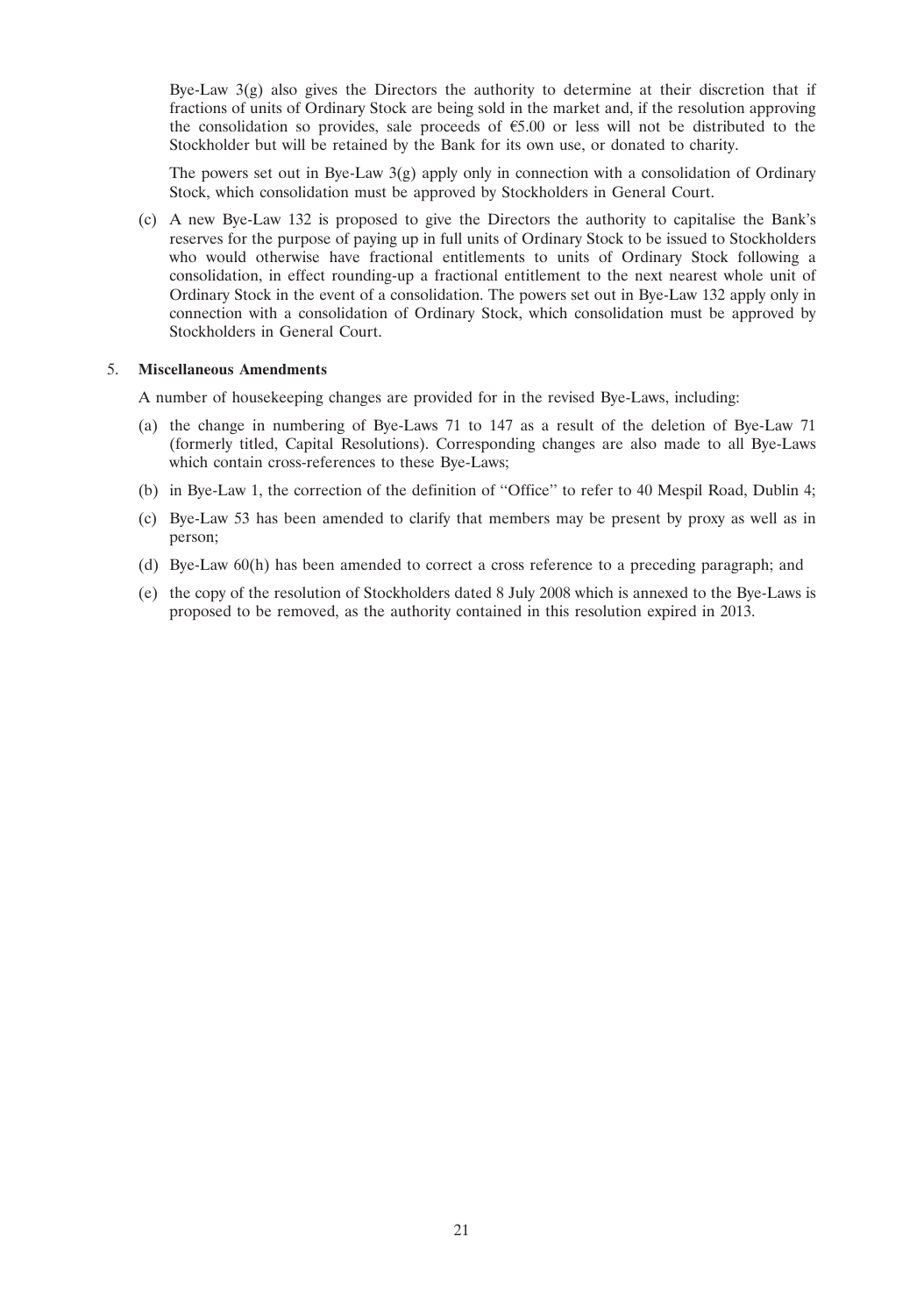Bye-Law 3(g) also gives the Directors the authority to determine at their discretion that if fractions of units of Ordinary Stock are being sold in the market and, if the resolution approving the consolidation so provides, sale proceeds of €5.00 or less will not be distributed to the Stockholder but will be retained by the Bank for its own use, or donated to charity.

The powers set out in Bye-Law 3(g) apply only in connection with a consolidation of Ordinary Stock, which consolidation must be approved by Stockholders in General Court.

(c) A new Bye-Law 132 is proposed to give the Directors the authority to capitalise the Bank's reserves for the purpose of paying up in full units of Ordinary Stock to be issued to Stockholders who would otherwise have fractional entitlements to units of Ordinary Stock following a consolidation, in effect rounding-up a fractional entitlement to the next nearest whole unit of Ordinary Stock in the event of a consolidation. The powers set out in Bye-Law 132 apply only in connection with a consolidation of Ordinary Stock, which consolidation must be approved by Stockholders in General Court.

5. **Miscellaneous Amendments**

A number of housekeeping changes are provided for in the revised Bye-Laws, including:

(a) the change in numbering of Bye-Laws 71 to 147 as a result of the deletion of Bye-Law 71 (formerly titled, Capital Resolutions). Corresponding changes are also made to all Bye-Laws which contain cross-references to these Bye-Laws;

(b) in Bye-Law 1, the correction of the definition of "Office" to refer to 40 Mespil Road, Dublin 4;

(c) Bye-Law 53 has been amended to clarify that members may be present by proxy as well as in person;

(d) Bye-Law 60(h) has been amended to correct a cross reference to a preceding paragraph; and

(e) the copy of the resolution of Stockholders dated 8 July 2008 which is annexed to the Bye-Laws is proposed to be removed, as the authority contained in this resolution expired in 2013.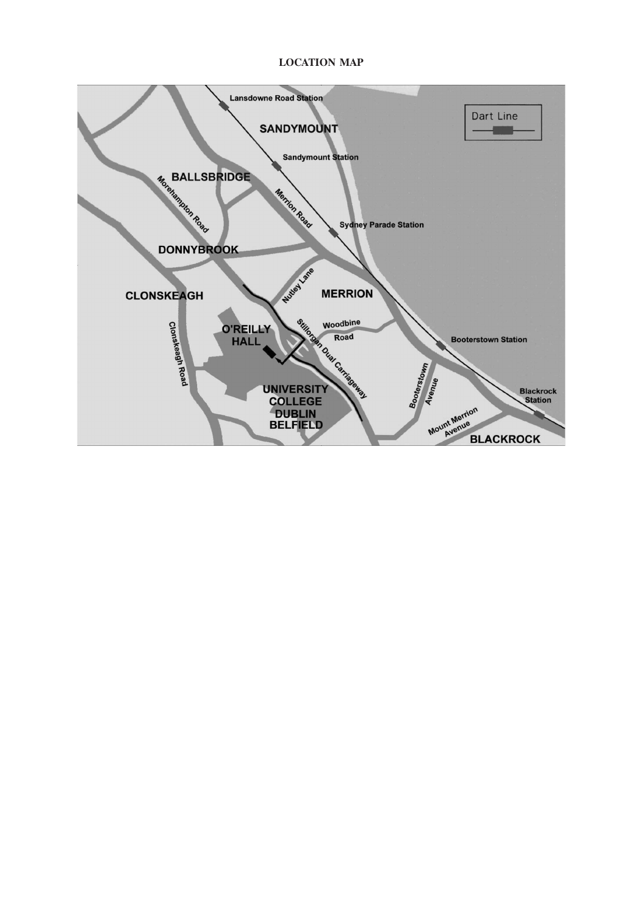# LOCATION MAP

Lansdowne Road Station

SANDYMOUNT

Dart Line

Sandymount Station

BALLSBRIDGE

Morehampton Road

Merrion Road

Sydney Parade Station

DONNYBROOK

Nutley Lane

CLONSKEAGH

MERRION

O'REILLY HALL

Stillorgan Dual Carriageway

Woodbine Road

Booterstown Station

Clonskeagh Road

UNIVERSITY COLLEGE DUBLIN BELFIELD

Booterstown Avenue

Blackrock Station

Mount Merrion Avenue

BLACKROCK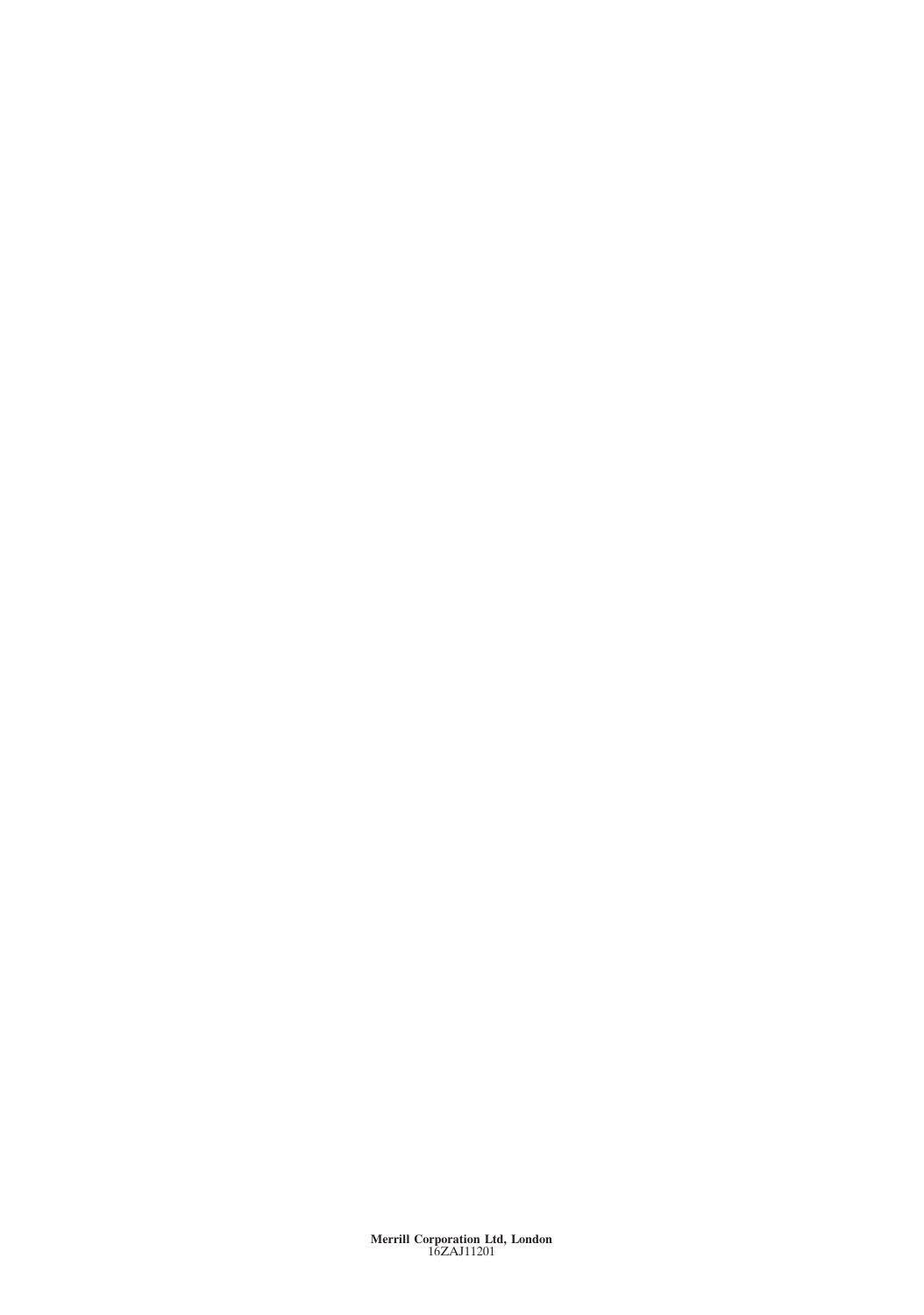**Merrill Corporation Ltd, London**
16ZAJ11201